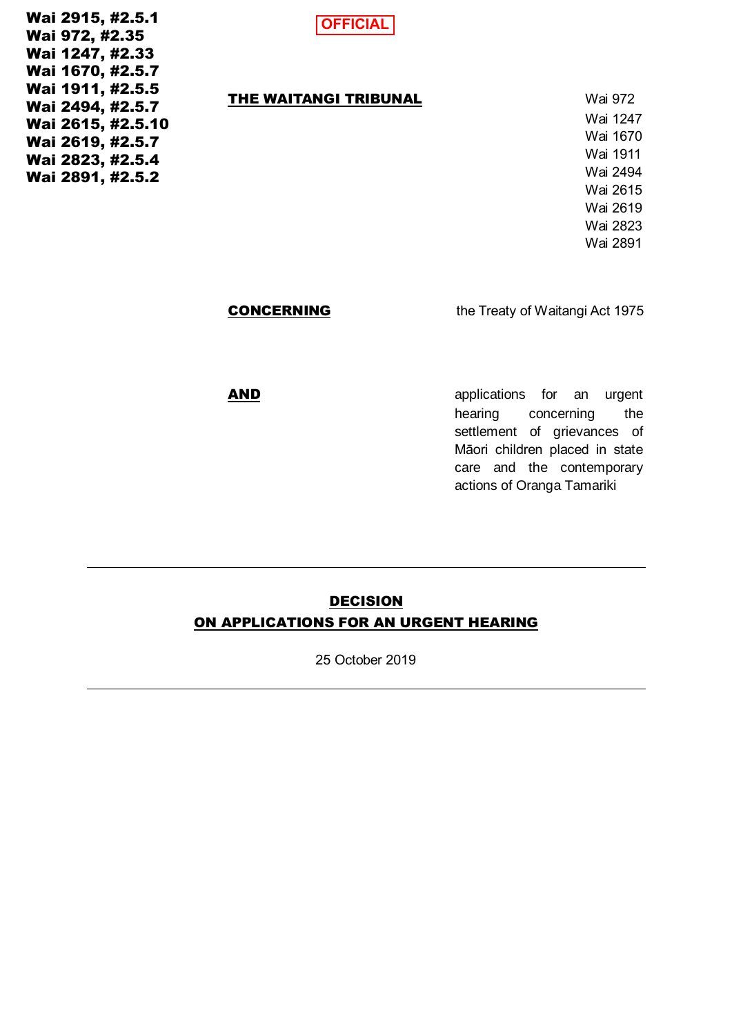**Wai 2915, #2.5.1**
**Wai 972, #2.35**
**Wai 1247, #2.33**
**Wai 1670, #2.5.7**
**Wai 1911, #2.5.5**
**Wai 2494, #2.5.7**
**Wai 2615, #2.5.10**
**Wai 2619, #2.5.7**
**Wai 2823, #2.5.4**
**Wai 2891, #2.5.2**

OFFICIAL

**THE WAITANGI TRIBUNAL**

Wai 972
Wai 1247
Wai 1670
Wai 1911
Wai 2494
Wai 2615
Wai 2619
Wai 2823
Wai 2891

**CONCERNING** the Treaty of Waitangi Act 1975

**AND** applications for an urgent hearing concerning the settlement of grievances of Māori children placed in state care and the contemporary actions of Oranga Tamariki

---

## DECISION
## ON APPLICATIONS FOR AN URGENT HEARING

25 October 2019

---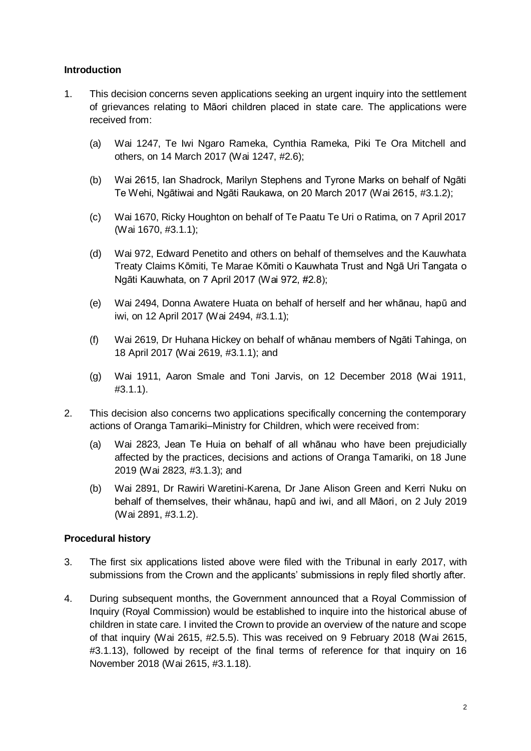### Introduction

1. This decision concerns seven applications seeking an urgent inquiry into the settlement of grievances relating to Māori children placed in state care. The applications were received from:

   (a) Wai 1247, Te Iwi Ngaro Rameka, Cynthia Rameka, Piki Te Ora Mitchell and others, on 14 March 2017 (Wai 1247, #2.6);

   (b) Wai 2615, Ian Shadrock, Marilyn Stephens and Tyrone Marks on behalf of Ngāti Te Wehi, Ngātiwai and Ngāti Raukawa, on 20 March 2017 (Wai 2615, #3.1.2);

   (c) Wai 1670, Ricky Houghton on behalf of Te Paatu Te Uri o Ratima, on 7 April 2017 (Wai 1670, #3.1.1);

   (d) Wai 972, Edward Penetito and others on behalf of themselves and the Kauwhata Treaty Claims Kōmiti, Te Marae Kōmiti o Kauwhata Trust and Ngā Uri Tangata o Ngāti Kauwhata, on 7 April 2017 (Wai 972, #2.8);

   (e) Wai 2494, Donna Awatere Huata on behalf of herself and her whānau, hapū and iwi, on 12 April 2017 (Wai 2494, #3.1.1);

   (f) Wai 2619, Dr Huhana Hickey on behalf of whānau members of Ngāti Tahinga, on 18 April 2017 (Wai 2619, #3.1.1); and

   (g) Wai 1911, Aaron Smale and Toni Jarvis, on 12 December 2018 (Wai 1911, #3.1.1).

2. This decision also concerns two applications specifically concerning the contemporary actions of Oranga Tamariki–Ministry for Children, which were received from:

   (a) Wai 2823, Jean Te Huia on behalf of all whānau who have been prejudicially affected by the practices, decisions and actions of Oranga Tamariki, on 18 June 2019 (Wai 2823, #3.1.3); and

   (b) Wai 2891, Dr Rawiri Waretini-Karena, Dr Jane Alison Green and Kerri Nuku on behalf of themselves, their whānau, hapū and iwi, and all Māori, on 2 July 2019 (Wai 2891, #3.1.2).

### Procedural history

3. The first six applications listed above were filed with the Tribunal in early 2017, with submissions from the Crown and the applicants' submissions in reply filed shortly after.

4. During subsequent months, the Government announced that a Royal Commission of Inquiry (Royal Commission) would be established to inquire into the historical abuse of children in state care. I invited the Crown to provide an overview of the nature and scope of that inquiry (Wai 2615, #2.5.5). This was received on 9 February 2018 (Wai 2615, #3.1.13), followed by receipt of the final terms of reference for that inquiry on 16 November 2018 (Wai 2615, #3.1.18).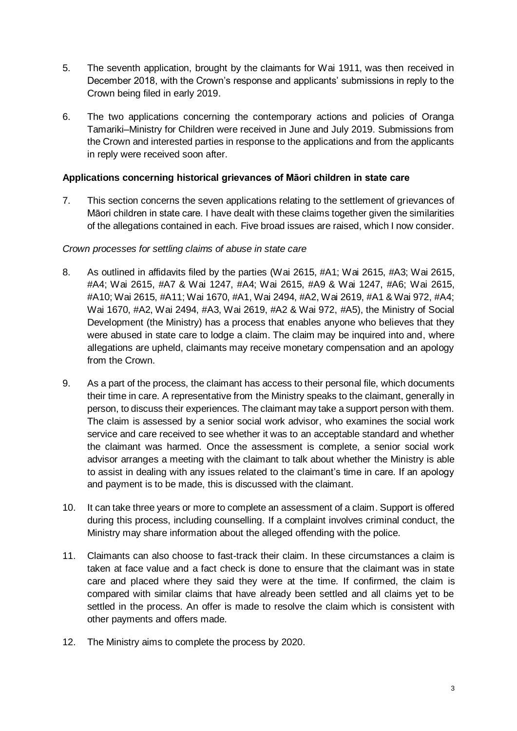5. The seventh application, brought by the claimants for Wai 1911, was then received in December 2018, with the Crown's response and applicants' submissions in reply to the Crown being filed in early 2019.

6. The two applications concerning the contemporary actions and policies of Oranga Tamariki–Ministry for Children were received in June and July 2019. Submissions from the Crown and interested parties in response to the applications and from the applicants in reply were received soon after.

**Applications concerning historical grievances of Māori children in state care**

7. This section concerns the seven applications relating to the settlement of grievances of Māori children in state care. I have dealt with these claims together given the similarities of the allegations contained in each. Five broad issues are raised, which I now consider.

*Crown processes for settling claims of abuse in state care*

8. As outlined in affidavits filed by the parties (Wai 2615, #A1; Wai 2615, #A3; Wai 2615, #A4; Wai 2615, #A7 & Wai 1247, #A4; Wai 2615, #A9 & Wai 1247, #A6; Wai 2615, #A10; Wai 2615, #A11; Wai 1670, #A1, Wai 2494, #A2, Wai 2619, #A1 & Wai 972, #A4; Wai 1670, #A2, Wai 2494, #A3, Wai 2619, #A2 & Wai 972, #A5), the Ministry of Social Development (the Ministry) has a process that enables anyone who believes that they were abused in state care to lodge a claim. The claim may be inquired into and, where allegations are upheld, claimants may receive monetary compensation and an apology from the Crown.

9. As a part of the process, the claimant has access to their personal file, which documents their time in care. A representative from the Ministry speaks to the claimant, generally in person, to discuss their experiences. The claimant may take a support person with them. The claim is assessed by a senior social work advisor, who examines the social work service and care received to see whether it was to an acceptable standard and whether the claimant was harmed. Once the assessment is complete, a senior social work advisor arranges a meeting with the claimant to talk about whether the Ministry is able to assist in dealing with any issues related to the claimant's time in care. If an apology and payment is to be made, this is discussed with the claimant.

10. It can take three years or more to complete an assessment of a claim. Support is offered during this process, including counselling. If a complaint involves criminal conduct, the Ministry may share information about the alleged offending with the police.

11. Claimants can also choose to fast-track their claim. In these circumstances a claim is taken at face value and a fact check is done to ensure that the claimant was in state care and placed where they said they were at the time. If confirmed, the claim is compared with similar claims that have already been settled and all claims yet to be settled in the process. An offer is made to resolve the claim which is consistent with other payments and offers made.

12. The Ministry aims to complete the process by 2020.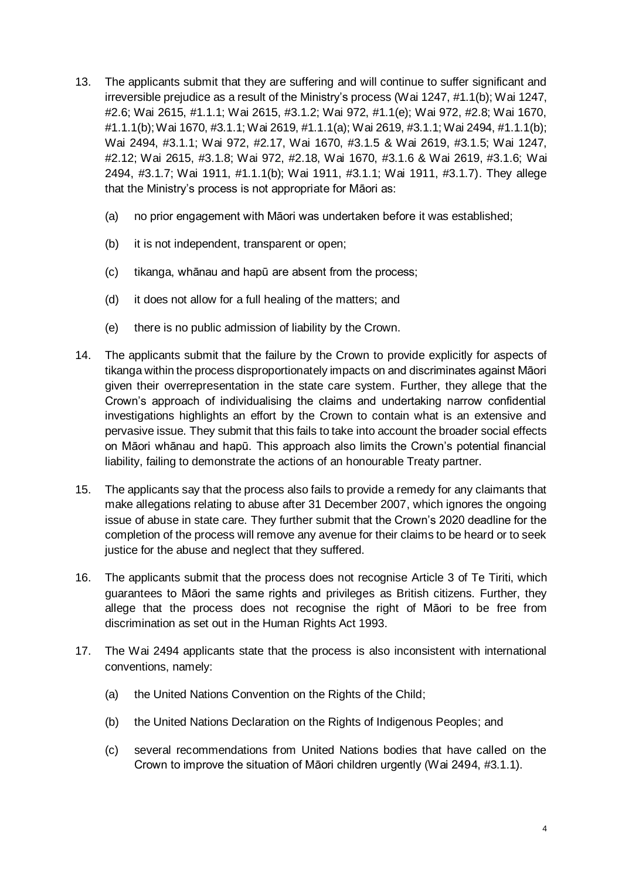13. The applicants submit that they are suffering and will continue to suffer significant and irreversible prejudice as a result of the Ministry's process (Wai 1247, #1.1(b); Wai 1247, #2.6; Wai 2615, #1.1.1; Wai 2615, #3.1.2; Wai 972, #1.1(e); Wai 972, #2.8; Wai 1670, #1.1.1(b); Wai 1670, #3.1.1; Wai 2619, #1.1.1(a); Wai 2619, #3.1.1; Wai 2494, #1.1.1(b); Wai 2494, #3.1.1; Wai 972, #2.17, Wai 1670, #3.1.5 & Wai 2619, #3.1.5; Wai 1247, #2.12; Wai 2615, #3.1.8; Wai 972, #2.18, Wai 1670, #3.1.6 & Wai 2619, #3.1.6; Wai 2494, #3.1.7; Wai 1911, #1.1.1(b); Wai 1911, #3.1.1; Wai 1911, #3.1.7). They allege that the Ministry's process is not appropriate for Māori as:

    (a) no prior engagement with Māori was undertaken before it was established;

    (b) it is not independent, transparent or open;

    (c) tikanga, whānau and hapū are absent from the process;

    (d) it does not allow for a full healing of the matters; and

    (e) there is no public admission of liability by the Crown.

14. The applicants submit that the failure by the Crown to provide explicitly for aspects of tikanga within the process disproportionately impacts on and discriminates against Māori given their overrepresentation in the state care system. Further, they allege that the Crown's approach of individualising the claims and undertaking narrow confidential investigations highlights an effort by the Crown to contain what is an extensive and pervasive issue. They submit that this fails to take into account the broader social effects on Māori whānau and hapū. This approach also limits the Crown's potential financial liability, failing to demonstrate the actions of an honourable Treaty partner.

15. The applicants say that the process also fails to provide a remedy for any claimants that make allegations relating to abuse after 31 December 2007, which ignores the ongoing issue of abuse in state care. They further submit that the Crown's 2020 deadline for the completion of the process will remove any avenue for their claims to be heard or to seek justice for the abuse and neglect that they suffered.

16. The applicants submit that the process does not recognise Article 3 of Te Tiriti, which guarantees to Māori the same rights and privileges as British citizens. Further, they allege that the process does not recognise the right of Māori to be free from discrimination as set out in the Human Rights Act 1993.

17. The Wai 2494 applicants state that the process is also inconsistent with international conventions, namely:

    (a) the United Nations Convention on the Rights of the Child;

    (b) the United Nations Declaration on the Rights of Indigenous Peoples; and

    (c) several recommendations from United Nations bodies that have called on the Crown to improve the situation of Māori children urgently (Wai 2494, #3.1.1).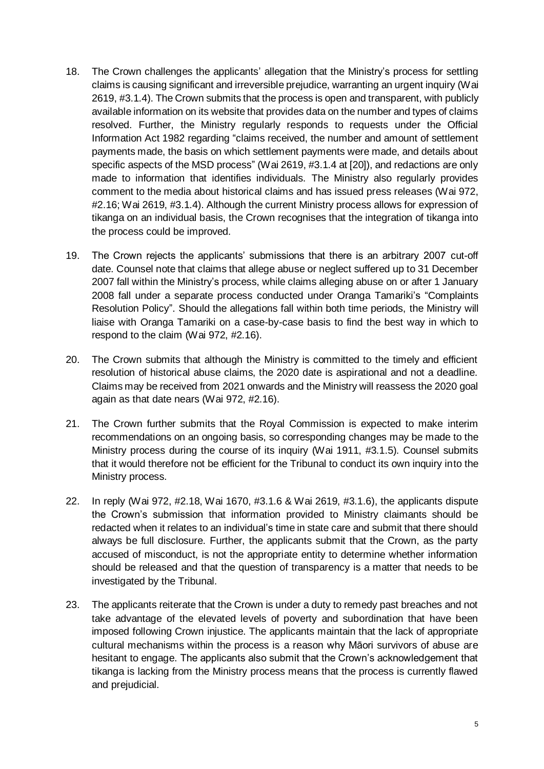18. The Crown challenges the applicants' allegation that the Ministry's process for settling claims is causing significant and irreversible prejudice, warranting an urgent inquiry (Wai 2619, #3.1.4). The Crown submits that the process is open and transparent, with publicly available information on its website that provides data on the number and types of claims resolved. Further, the Ministry regularly responds to requests under the Official Information Act 1982 regarding "claims received, the number and amount of settlement payments made, the basis on which settlement payments were made, and details about specific aspects of the MSD process" (Wai 2619, #3.1.4 at [20]), and redactions are only made to information that identifies individuals. The Ministry also regularly provides comment to the media about historical claims and has issued press releases (Wai 972, #2.16; Wai 2619, #3.1.4). Although the current Ministry process allows for expression of tikanga on an individual basis, the Crown recognises that the integration of tikanga into the process could be improved.

19. The Crown rejects the applicants' submissions that there is an arbitrary 2007 cut-off date. Counsel note that claims that allege abuse or neglect suffered up to 31 December 2007 fall within the Ministry's process, while claims alleging abuse on or after 1 January 2008 fall under a separate process conducted under Oranga Tamariki's "Complaints Resolution Policy". Should the allegations fall within both time periods, the Ministry will liaise with Oranga Tamariki on a case-by-case basis to find the best way in which to respond to the claim (Wai 972, #2.16).

20. The Crown submits that although the Ministry is committed to the timely and efficient resolution of historical abuse claims, the 2020 date is aspirational and not a deadline. Claims may be received from 2021 onwards and the Ministry will reassess the 2020 goal again as that date nears (Wai 972, #2.16).

21. The Crown further submits that the Royal Commission is expected to make interim recommendations on an ongoing basis, so corresponding changes may be made to the Ministry process during the course of its inquiry (Wai 1911, #3.1.5). Counsel submits that it would therefore not be efficient for the Tribunal to conduct its own inquiry into the Ministry process.

22. In reply (Wai 972, #2.18, Wai 1670, #3.1.6 & Wai 2619, #3.1.6), the applicants dispute the Crown's submission that information provided to Ministry claimants should be redacted when it relates to an individual's time in state care and submit that there should always be full disclosure. Further, the applicants submit that the Crown, as the party accused of misconduct, is not the appropriate entity to determine whether information should be released and that the question of transparency is a matter that needs to be investigated by the Tribunal.

23. The applicants reiterate that the Crown is under a duty to remedy past breaches and not take advantage of the elevated levels of poverty and subordination that have been imposed following Crown injustice. The applicants maintain that the lack of appropriate cultural mechanisms within the process is a reason why Māori survivors of abuse are hesitant to engage. The applicants also submit that the Crown's acknowledgement that tikanga is lacking from the Ministry process means that the process is currently flawed and prejudicial.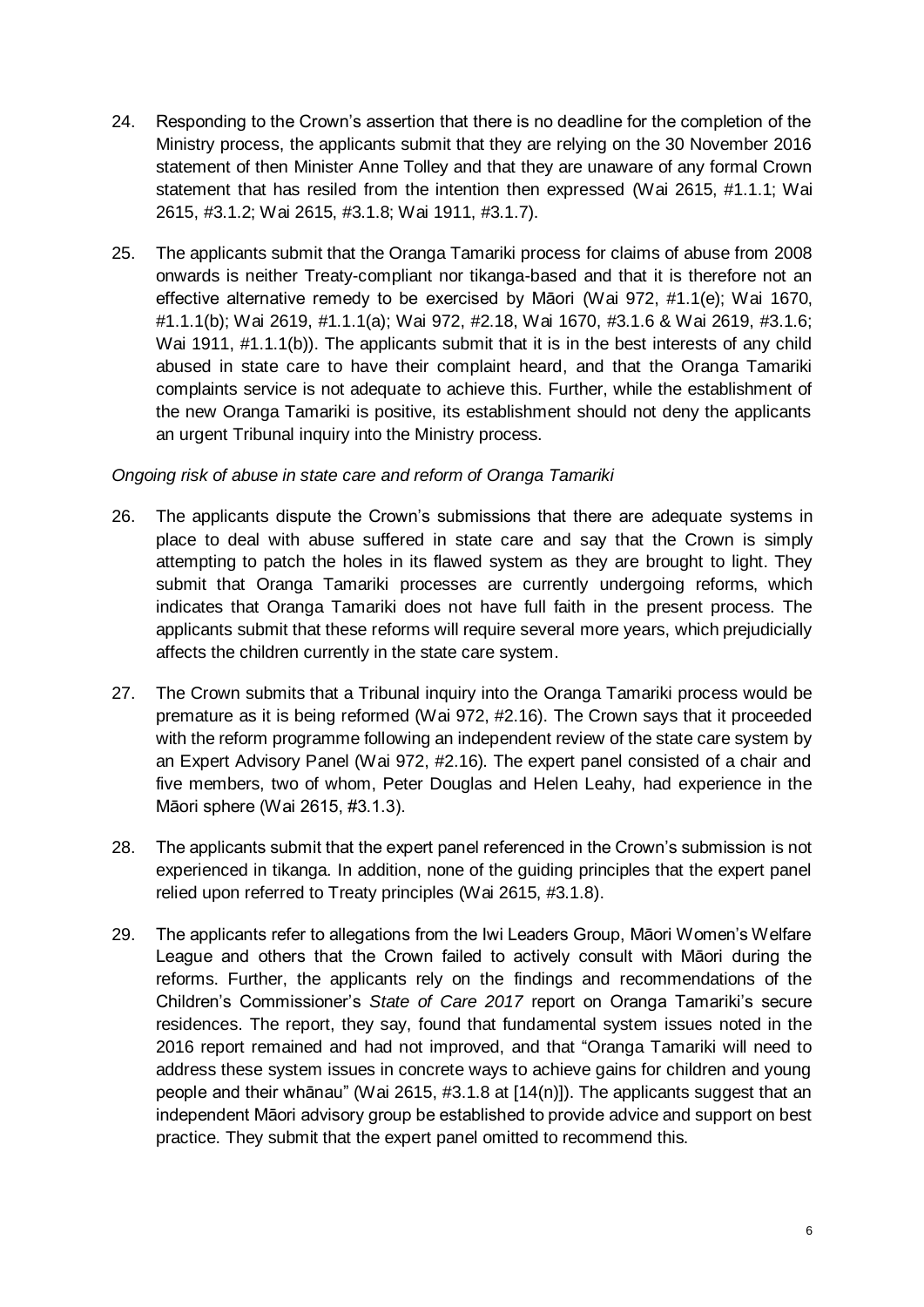24. Responding to the Crown's assertion that there is no deadline for the completion of the Ministry process, the applicants submit that they are relying on the 30 November 2016 statement of then Minister Anne Tolley and that they are unaware of any formal Crown statement that has resiled from the intention then expressed (Wai 2615, #1.1.1; Wai 2615, #3.1.2; Wai 2615, #3.1.8; Wai 1911, #3.1.7).

25. The applicants submit that the Oranga Tamariki process for claims of abuse from 2008 onwards is neither Treaty-compliant nor tikanga-based and that it is therefore not an effective alternative remedy to be exercised by Māori (Wai 972, #1.1(e); Wai 1670, #1.1.1(b); Wai 2619, #1.1.1(a); Wai 972, #2.18, Wai 1670, #3.1.6 & Wai 2619, #3.1.6; Wai 1911, #1.1.1(b)). The applicants submit that it is in the best interests of any child abused in state care to have their complaint heard, and that the Oranga Tamariki complaints service is not adequate to achieve this. Further, while the establishment of the new Oranga Tamariki is positive, its establishment should not deny the applicants an urgent Tribunal inquiry into the Ministry process.

*Ongoing risk of abuse in state care and reform of Oranga Tamariki*

26. The applicants dispute the Crown's submissions that there are adequate systems in place to deal with abuse suffered in state care and say that the Crown is simply attempting to patch the holes in its flawed system as they are brought to light. They submit that Oranga Tamariki processes are currently undergoing reforms, which indicates that Oranga Tamariki does not have full faith in the present process. The applicants submit that these reforms will require several more years, which prejudicially affects the children currently in the state care system.

27. The Crown submits that a Tribunal inquiry into the Oranga Tamariki process would be premature as it is being reformed (Wai 972, #2.16). The Crown says that it proceeded with the reform programme following an independent review of the state care system by an Expert Advisory Panel (Wai 972, #2.16). The expert panel consisted of a chair and five members, two of whom, Peter Douglas and Helen Leahy, had experience in the Māori sphere (Wai 2615, #3.1.3).

28. The applicants submit that the expert panel referenced in the Crown's submission is not experienced in tikanga. In addition, none of the guiding principles that the expert panel relied upon referred to Treaty principles (Wai 2615, #3.1.8).

29. The applicants refer to allegations from the Iwi Leaders Group, Māori Women's Welfare League and others that the Crown failed to actively consult with Māori during the reforms. Further, the applicants rely on the findings and recommendations of the Children's Commissioner's *State of Care 2017* report on Oranga Tamariki's secure residences. The report, they say, found that fundamental system issues noted in the 2016 report remained and had not improved, and that "Oranga Tamariki will need to address these system issues in concrete ways to achieve gains for children and young people and their whānau" (Wai 2615, #3.1.8 at [14(n)]). The applicants suggest that an independent Māori advisory group be established to provide advice and support on best practice. They submit that the expert panel omitted to recommend this.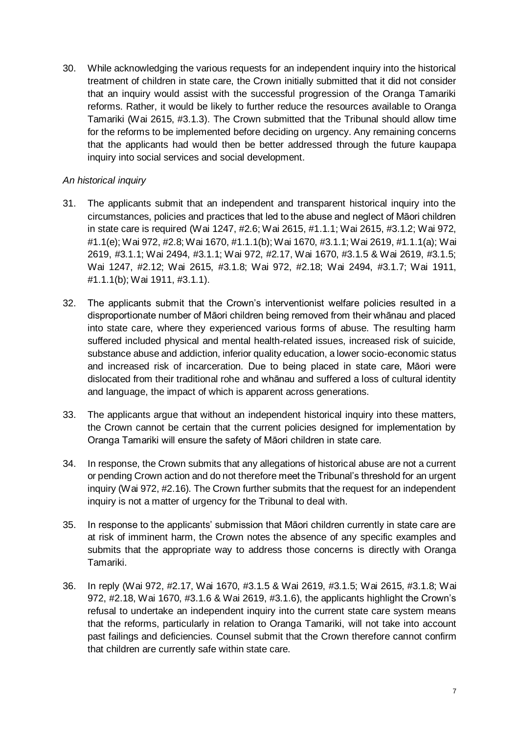30. While acknowledging the various requests for an independent inquiry into the historical treatment of children in state care, the Crown initially submitted that it did not consider that an inquiry would assist with the successful progression of the Oranga Tamariki reforms. Rather, it would be likely to further reduce the resources available to Oranga Tamariki (Wai 2615, #3.1.3). The Crown submitted that the Tribunal should allow time for the reforms to be implemented before deciding on urgency. Any remaining concerns that the applicants had would then be better addressed through the future kaupapa inquiry into social services and social development.

*An historical inquiry*

31. The applicants submit that an independent and transparent historical inquiry into the circumstances, policies and practices that led to the abuse and neglect of Māori children in state care is required (Wai 1247, #2.6; Wai 2615, #1.1.1; Wai 2615, #3.1.2; Wai 972, #1.1(e); Wai 972, #2.8; Wai 1670, #1.1.1(b); Wai 1670, #3.1.1; Wai 2619, #1.1.1(a); Wai 2619, #3.1.1; Wai 2494, #3.1.1; Wai 972, #2.17, Wai 1670, #3.1.5 & Wai 2619, #3.1.5; Wai 1247, #2.12; Wai 2615, #3.1.8; Wai 972, #2.18; Wai 2494, #3.1.7; Wai 1911, #1.1.1(b); Wai 1911, #3.1.1).

32. The applicants submit that the Crown's interventionist welfare policies resulted in a disproportionate number of Māori children being removed from their whānau and placed into state care, where they experienced various forms of abuse. The resulting harm suffered included physical and mental health-related issues, increased risk of suicide, substance abuse and addiction, inferior quality education, a lower socio-economic status and increased risk of incarceration. Due to being placed in state care, Māori were dislocated from their traditional rohe and whānau and suffered a loss of cultural identity and language, the impact of which is apparent across generations.

33. The applicants argue that without an independent historical inquiry into these matters, the Crown cannot be certain that the current policies designed for implementation by Oranga Tamariki will ensure the safety of Māori children in state care.

34. In response, the Crown submits that any allegations of historical abuse are not a current or pending Crown action and do not therefore meet the Tribunal's threshold for an urgent inquiry (Wai 972, #2.16). The Crown further submits that the request for an independent inquiry is not a matter of urgency for the Tribunal to deal with.

35. In response to the applicants' submission that Māori children currently in state care are at risk of imminent harm, the Crown notes the absence of any specific examples and submits that the appropriate way to address those concerns is directly with Oranga Tamariki.

36. In reply (Wai 972, #2.17, Wai 1670, #3.1.5 & Wai 2619, #3.1.5; Wai 2615, #3.1.8; Wai 972, #2.18, Wai 1670, #3.1.6 & Wai 2619, #3.1.6), the applicants highlight the Crown's refusal to undertake an independent inquiry into the current state care system means that the reforms, particularly in relation to Oranga Tamariki, will not take into account past failings and deficiencies. Counsel submit that the Crown therefore cannot confirm that children are currently safe within state care.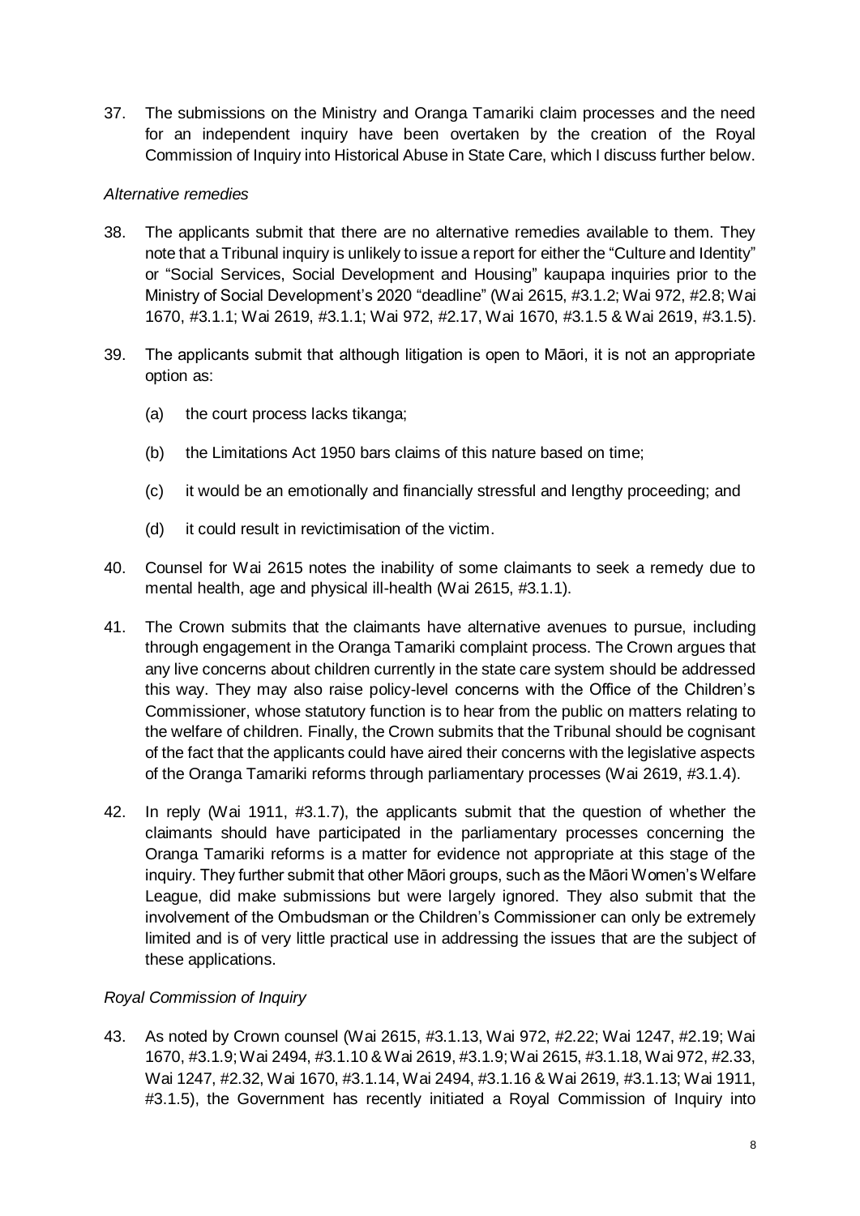37. The submissions on the Ministry and Oranga Tamariki claim processes and the need for an independent inquiry have been overtaken by the creation of the Royal Commission of Inquiry into Historical Abuse in State Care, which I discuss further below.

*Alternative remedies*

38. The applicants submit that there are no alternative remedies available to them. They note that a Tribunal inquiry is unlikely to issue a report for either the "Culture and Identity" or "Social Services, Social Development and Housing" kaupapa inquiries prior to the Ministry of Social Development's 2020 "deadline" (Wai 2615, #3.1.2; Wai 972, #2.8; Wai 1670, #3.1.1; Wai 2619, #3.1.1; Wai 972, #2.17, Wai 1670, #3.1.5 & Wai 2619, #3.1.5).

39. The applicants submit that although litigation is open to Māori, it is not an appropriate option as:

    (a) the court process lacks tikanga;

    (b) the Limitations Act 1950 bars claims of this nature based on time;

    (c) it would be an emotionally and financially stressful and lengthy proceeding; and

    (d) it could result in revictimisation of the victim.

40. Counsel for Wai 2615 notes the inability of some claimants to seek a remedy due to mental health, age and physical ill-health (Wai 2615, #3.1.1).

41. The Crown submits that the claimants have alternative avenues to pursue, including through engagement in the Oranga Tamariki complaint process. The Crown argues that any live concerns about children currently in the state care system should be addressed this way. They may also raise policy-level concerns with the Office of the Children's Commissioner, whose statutory function is to hear from the public on matters relating to the welfare of children. Finally, the Crown submits that the Tribunal should be cognisant of the fact that the applicants could have aired their concerns with the legislative aspects of the Oranga Tamariki reforms through parliamentary processes (Wai 2619, #3.1.4).

42. In reply (Wai 1911, #3.1.7), the applicants submit that the question of whether the claimants should have participated in the parliamentary processes concerning the Oranga Tamariki reforms is a matter for evidence not appropriate at this stage of the inquiry. They further submit that other Māori groups, such as the Māori Women's Welfare League, did make submissions but were largely ignored. They also submit that the involvement of the Ombudsman or the Children's Commissioner can only be extremely limited and is of very little practical use in addressing the issues that are the subject of these applications.

*Royal Commission of Inquiry*

43. As noted by Crown counsel (Wai 2615, #3.1.13, Wai 972, #2.22; Wai 1247, #2.19; Wai 1670, #3.1.9; Wai 2494, #3.1.10 & Wai 2619, #3.1.9; Wai 2615, #3.1.18, Wai 972, #2.33, Wai 1247, #2.32, Wai 1670, #3.1.14, Wai 2494, #3.1.16 & Wai 2619, #3.1.13; Wai 1911, #3.1.5), the Government has recently initiated a Royal Commission of Inquiry into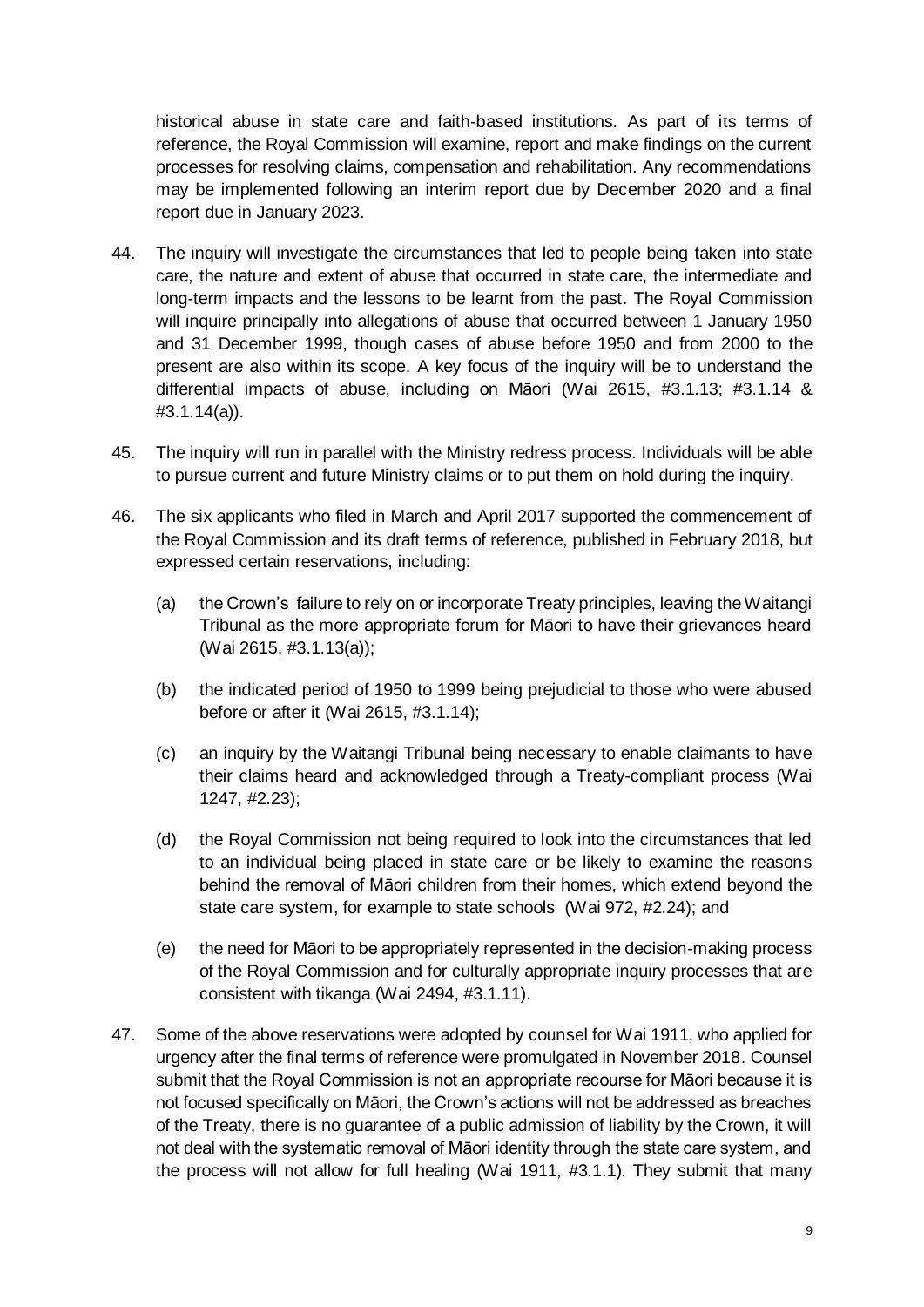historical abuse in state care and faith-based institutions. As part of its terms of reference, the Royal Commission will examine, report and make findings on the current processes for resolving claims, compensation and rehabilitation. Any recommendations may be implemented following an interim report due by December 2020 and a final report due in January 2023.

44. The inquiry will investigate the circumstances that led to people being taken into state care, the nature and extent of abuse that occurred in state care, the intermediate and long-term impacts and the lessons to be learnt from the past. The Royal Commission will inquire principally into allegations of abuse that occurred between 1 January 1950 and 31 December 1999, though cases of abuse before 1950 and from 2000 to the present are also within its scope. A key focus of the inquiry will be to understand the differential impacts of abuse, including on Māori (Wai 2615, #3.1.13; #3.1.14 & #3.1.14(a)).

45. The inquiry will run in parallel with the Ministry redress process. Individuals will be able to pursue current and future Ministry claims or to put them on hold during the inquiry.

46. The six applicants who filed in March and April 2017 supported the commencement of the Royal Commission and its draft terms of reference, published in February 2018, but expressed certain reservations, including:

    (a) the Crown's failure to rely on or incorporate Treaty principles, leaving the Waitangi Tribunal as the more appropriate forum for Māori to have their grievances heard (Wai 2615, #3.1.13(a));

    (b) the indicated period of 1950 to 1999 being prejudicial to those who were abused before or after it (Wai 2615, #3.1.14);

    (c) an inquiry by the Waitangi Tribunal being necessary to enable claimants to have their claims heard and acknowledged through a Treaty-compliant process (Wai 1247, #2.23);

    (d) the Royal Commission not being required to look into the circumstances that led to an individual being placed in state care or be likely to examine the reasons behind the removal of Māori children from their homes, which extend beyond the state care system, for example to state schools (Wai 972, #2.24); and

    (e) the need for Māori to be appropriately represented in the decision-making process of the Royal Commission and for culturally appropriate inquiry processes that are consistent with tikanga (Wai 2494, #3.1.11).

47. Some of the above reservations were adopted by counsel for Wai 1911, who applied for urgency after the final terms of reference were promulgated in November 2018. Counsel submit that the Royal Commission is not an appropriate recourse for Māori because it is not focused specifically on Māori, the Crown's actions will not be addressed as breaches of the Treaty, there is no guarantee of a public admission of liability by the Crown, it will not deal with the systematic removal of Māori identity through the state care system, and the process will not allow for full healing (Wai 1911, #3.1.1). They submit that many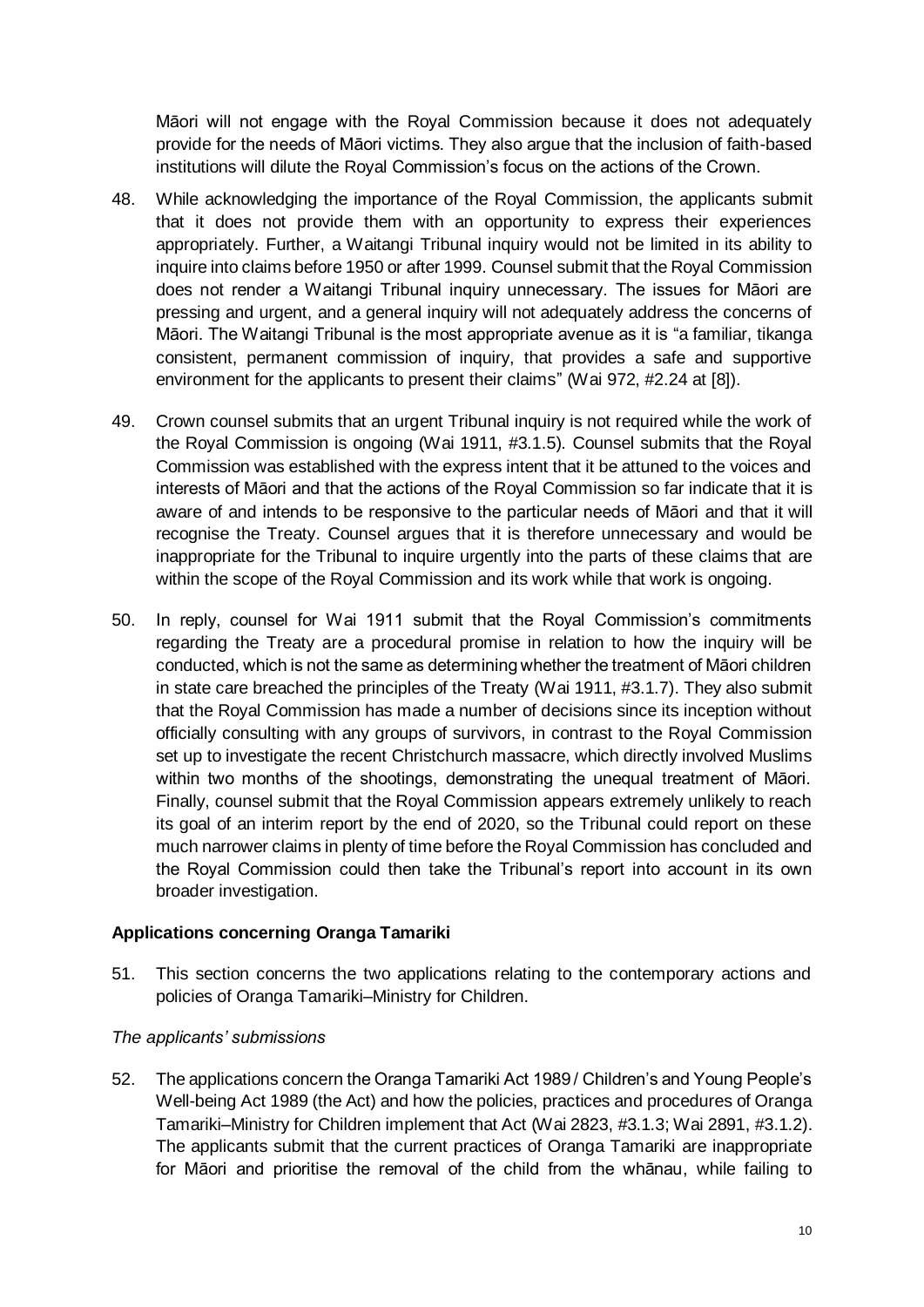Māori will not engage with the Royal Commission because it does not adequately provide for the needs of Māori victims. They also argue that the inclusion of faith-based institutions will dilute the Royal Commission's focus on the actions of the Crown.

48. While acknowledging the importance of the Royal Commission, the applicants submit that it does not provide them with an opportunity to express their experiences appropriately. Further, a Waitangi Tribunal inquiry would not be limited in its ability to inquire into claims before 1950 or after 1999. Counsel submit that the Royal Commission does not render a Waitangi Tribunal inquiry unnecessary. The issues for Māori are pressing and urgent, and a general inquiry will not adequately address the concerns of Māori. The Waitangi Tribunal is the most appropriate avenue as it is "a familiar, tikanga consistent, permanent commission of inquiry, that provides a safe and supportive environment for the applicants to present their claims" (Wai 972, #2.24 at [8]).

49. Crown counsel submits that an urgent Tribunal inquiry is not required while the work of the Royal Commission is ongoing (Wai 1911, #3.1.5). Counsel submits that the Royal Commission was established with the express intent that it be attuned to the voices and interests of Māori and that the actions of the Royal Commission so far indicate that it is aware of and intends to be responsive to the particular needs of Māori and that it will recognise the Treaty. Counsel argues that it is therefore unnecessary and would be inappropriate for the Tribunal to inquire urgently into the parts of these claims that are within the scope of the Royal Commission and its work while that work is ongoing.

50. In reply, counsel for Wai 1911 submit that the Royal Commission's commitments regarding the Treaty are a procedural promise in relation to how the inquiry will be conducted, which is not the same as determining whether the treatment of Māori children in state care breached the principles of the Treaty (Wai 1911, #3.1.7). They also submit that the Royal Commission has made a number of decisions since its inception without officially consulting with any groups of survivors, in contrast to the Royal Commission set up to investigate the recent Christchurch massacre, which directly involved Muslims within two months of the shootings, demonstrating the unequal treatment of Māori. Finally, counsel submit that the Royal Commission appears extremely unlikely to reach its goal of an interim report by the end of 2020, so the Tribunal could report on these much narrower claims in plenty of time before the Royal Commission has concluded and the Royal Commission could then take the Tribunal's report into account in its own broader investigation.

### Applications concerning Oranga Tamariki

51. This section concerns the two applications relating to the contemporary actions and policies of Oranga Tamariki–Ministry for Children.

#### *The applicants' submissions*

52. The applications concern the Oranga Tamariki Act 1989 / Children's and Young People's Well-being Act 1989 (the Act) and how the policies, practices and procedures of Oranga Tamariki–Ministry for Children implement that Act (Wai 2823, #3.1.3; Wai 2891, #3.1.2). The applicants submit that the current practices of Oranga Tamariki are inappropriate for Māori and prioritise the removal of the child from the whānau, while failing to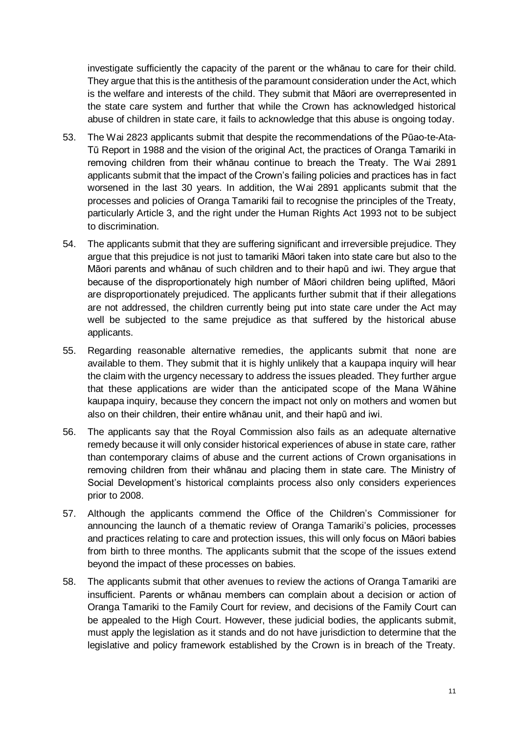investigate sufficiently the capacity of the parent or the whānau to care for their child. They argue that this is the antithesis of the paramount consideration under the Act, which is the welfare and interests of the child. They submit that Māori are overrepresented in the state care system and further that while the Crown has acknowledged historical abuse of children in state care, it fails to acknowledge that this abuse is ongoing today.

53. The Wai 2823 applicants submit that despite the recommendations of the Pūao-te-Ata-Tū Report in 1988 and the vision of the original Act, the practices of Oranga Tamariki in removing children from their whānau continue to breach the Treaty. The Wai 2891 applicants submit that the impact of the Crown's failing policies and practices has in fact worsened in the last 30 years. In addition, the Wai 2891 applicants submit that the processes and policies of Oranga Tamariki fail to recognise the principles of the Treaty, particularly Article 3, and the right under the Human Rights Act 1993 not to be subject to discrimination.

54. The applicants submit that they are suffering significant and irreversible prejudice. They argue that this prejudice is not just to tamariki Māori taken into state care but also to the Māori parents and whānau of such children and to their hapū and iwi. They argue that because of the disproportionately high number of Māori children being uplifted, Māori are disproportionately prejudiced. The applicants further submit that if their allegations are not addressed, the children currently being put into state care under the Act may well be subjected to the same prejudice as that suffered by the historical abuse applicants.

55. Regarding reasonable alternative remedies, the applicants submit that none are available to them. They submit that it is highly unlikely that a kaupapa inquiry will hear the claim with the urgency necessary to address the issues pleaded. They further argue that these applications are wider than the anticipated scope of the Mana Wāhine kaupapa inquiry, because they concern the impact not only on mothers and women but also on their children, their entire whānau unit, and their hapū and iwi.

56. The applicants say that the Royal Commission also fails as an adequate alternative remedy because it will only consider historical experiences of abuse in state care, rather than contemporary claims of abuse and the current actions of Crown organisations in removing children from their whānau and placing them in state care. The Ministry of Social Development's historical complaints process also only considers experiences prior to 2008.

57. Although the applicants commend the Office of the Children's Commissioner for announcing the launch of a thematic review of Oranga Tamariki's policies, processes and practices relating to care and protection issues, this will only focus on Māori babies from birth to three months. The applicants submit that the scope of the issues extend beyond the impact of these processes on babies.

58. The applicants submit that other avenues to review the actions of Oranga Tamariki are insufficient. Parents or whānau members can complain about a decision or action of Oranga Tamariki to the Family Court for review, and decisions of the Family Court can be appealed to the High Court. However, these judicial bodies, the applicants submit, must apply the legislation as it stands and do not have jurisdiction to determine that the legislative and policy framework established by the Crown is in breach of the Treaty.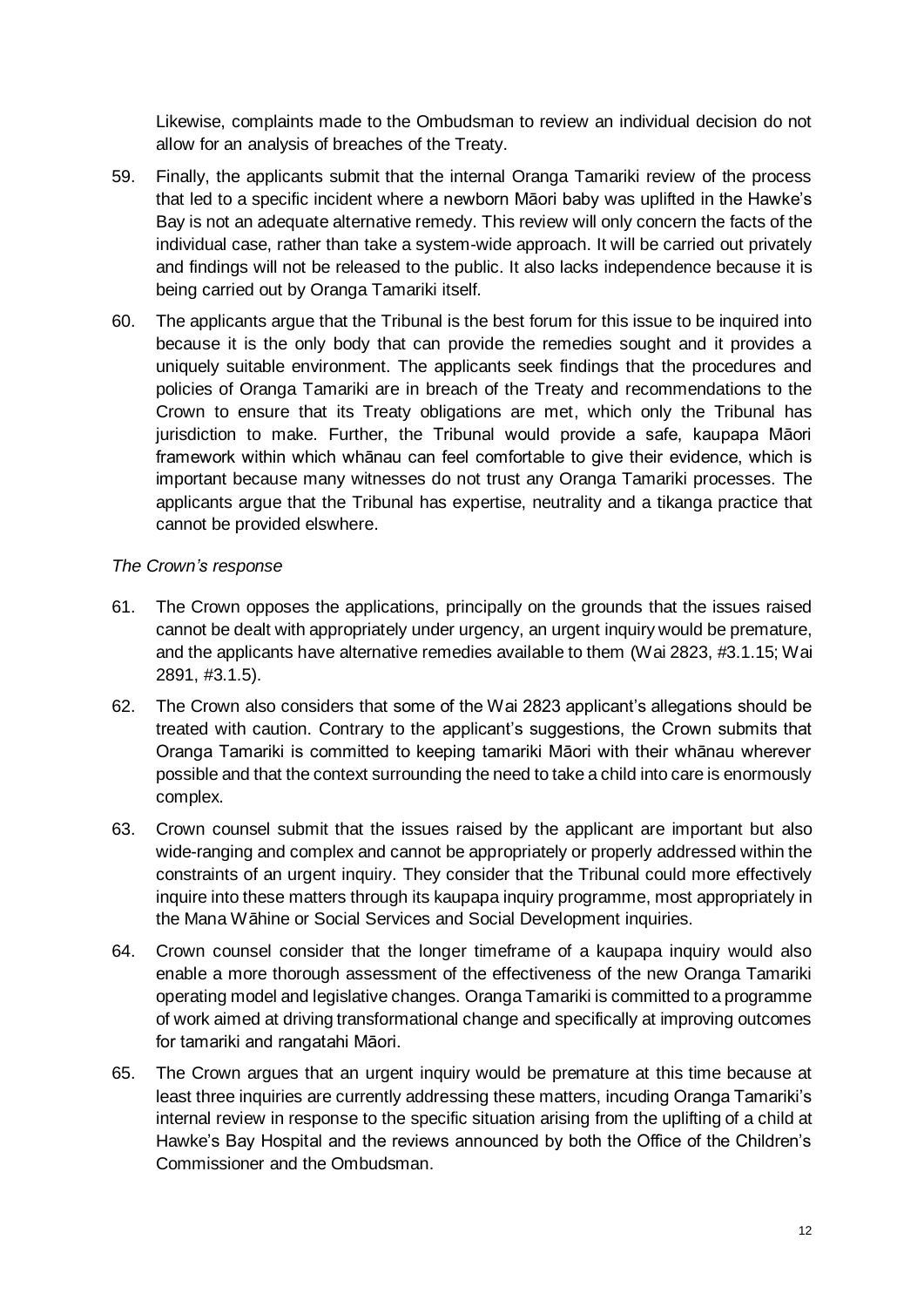Likewise, complaints made to the Ombudsman to review an individual decision do not allow for an analysis of breaches of the Treaty.

59. Finally, the applicants submit that the internal Oranga Tamariki review of the process that led to a specific incident where a newborn Māori baby was uplifted in the Hawke's Bay is not an adequate alternative remedy. This review will only concern the facts of the individual case, rather than take a system-wide approach. It will be carried out privately and findings will not be released to the public. It also lacks independence because it is being carried out by Oranga Tamariki itself.

60. The applicants argue that the Tribunal is the best forum for this issue to be inquired into because it is the only body that can provide the remedies sought and it provides a uniquely suitable environment. The applicants seek findings that the procedures and policies of Oranga Tamariki are in breach of the Treaty and recommendations to the Crown to ensure that its Treaty obligations are met, which only the Tribunal has jurisdiction to make. Further, the Tribunal would provide a safe, kaupapa Māori framework within which whānau can feel comfortable to give their evidence, which is important because many witnesses do not trust any Oranga Tamariki processes. The applicants argue that the Tribunal has expertise, neutrality and a tikanga practice that cannot be provided elswhere.

*The Crown's response*

61. The Crown opposes the applications, principally on the grounds that the issues raised cannot be dealt with appropriately under urgency, an urgent inquiry would be premature, and the applicants have alternative remedies available to them (Wai 2823, #3.1.15; Wai 2891, #3.1.5).

62. The Crown also considers that some of the Wai 2823 applicant's allegations should be treated with caution. Contrary to the applicant's suggestions, the Crown submits that Oranga Tamariki is committed to keeping tamariki Māori with their whānau wherever possible and that the context surrounding the need to take a child into care is enormously complex.

63. Crown counsel submit that the issues raised by the applicant are important but also wide-ranging and complex and cannot be appropriately or properly addressed within the constraints of an urgent inquiry. They consider that the Tribunal could more effectively inquire into these matters through its kaupapa inquiry programme, most appropriately in the Mana Wāhine or Social Services and Social Development inquiries.

64. Crown counsel consider that the longer timeframe of a kaupapa inquiry would also enable a more thorough assessment of the effectiveness of the new Oranga Tamariki operating model and legislative changes. Oranga Tamariki is committed to a programme of work aimed at driving transformational change and specifically at improving outcomes for tamariki and rangatahi Māori.

65. The Crown argues that an urgent inquiry would be premature at this time because at least three inquiries are currently addressing these matters, incuding Oranga Tamariki's internal review in response to the specific situation arising from the uplifting of a child at Hawke's Bay Hospital and the reviews announced by both the Office of the Children's Commissioner and the Ombudsman.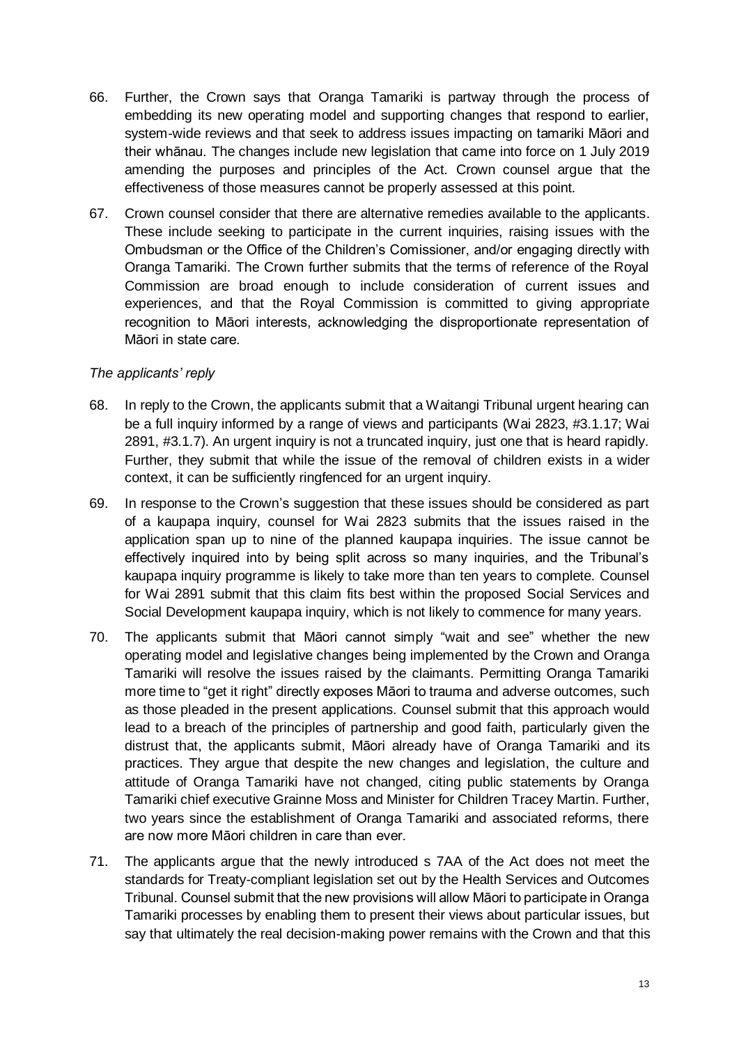66. Further, the Crown says that Oranga Tamariki is partway through the process of embedding its new operating model and supporting changes that respond to earlier, system-wide reviews and that seek to address issues impacting on tamariki Māori and their whānau. The changes include new legislation that came into force on 1 July 2019 amending the purposes and principles of the Act. Crown counsel argue that the effectiveness of those measures cannot be properly assessed at this point.

67. Crown counsel consider that there are alternative remedies available to the applicants. These include seeking to participate in the current inquiries, raising issues with the Ombudsman or the Office of the Children's Comissioner, and/or engaging directly with Oranga Tamariki. The Crown further submits that the terms of reference of the Royal Commission are broad enough to include consideration of current issues and experiences, and that the Royal Commission is committed to giving appropriate recognition to Māori interests, acknowledging the disproportionate representation of Māori in state care.

*The applicants' reply*

68. In reply to the Crown, the applicants submit that a Waitangi Tribunal urgent hearing can be a full inquiry informed by a range of views and participants (Wai 2823, #3.1.17; Wai 2891, #3.1.7). An urgent inquiry is not a truncated inquiry, just one that is heard rapidly. Further, they submit that while the issue of the removal of children exists in a wider context, it can be sufficiently ringfenced for an urgent inquiry.

69. In response to the Crown's suggestion that these issues should be considered as part of a kaupapa inquiry, counsel for Wai 2823 submits that the issues raised in the application span up to nine of the planned kaupapa inquiries. The issue cannot be effectively inquired into by being split across so many inquiries, and the Tribunal's kaupapa inquiry programme is likely to take more than ten years to complete. Counsel for Wai 2891 submit that this claim fits best within the proposed Social Services and Social Development kaupapa inquiry, which is not likely to commence for many years.

70. The applicants submit that Māori cannot simply "wait and see" whether the new operating model and legislative changes being implemented by the Crown and Oranga Tamariki will resolve the issues raised by the claimants. Permitting Oranga Tamariki more time to "get it right" directly exposes Māori to trauma and adverse outcomes, such as those pleaded in the present applications. Counsel submit that this approach would lead to a breach of the principles of partnership and good faith, particularly given the distrust that, the applicants submit, Māori already have of Oranga Tamariki and its practices. They argue that despite the new changes and legislation, the culture and attitude of Oranga Tamariki have not changed, citing public statements by Oranga Tamariki chief executive Grainne Moss and Minister for Children Tracey Martin. Further, two years since the establishment of Oranga Tamariki and associated reforms, there are now more Māori children in care than ever.

71. The applicants argue that the newly introduced s 7AA of the Act does not meet the standards for Treaty-compliant legislation set out by the Health Services and Outcomes Tribunal. Counsel submit that the new provisions will allow Māori to participate in Oranga Tamariki processes by enabling them to present their views about particular issues, but say that ultimately the real decision-making power remains with the Crown and that this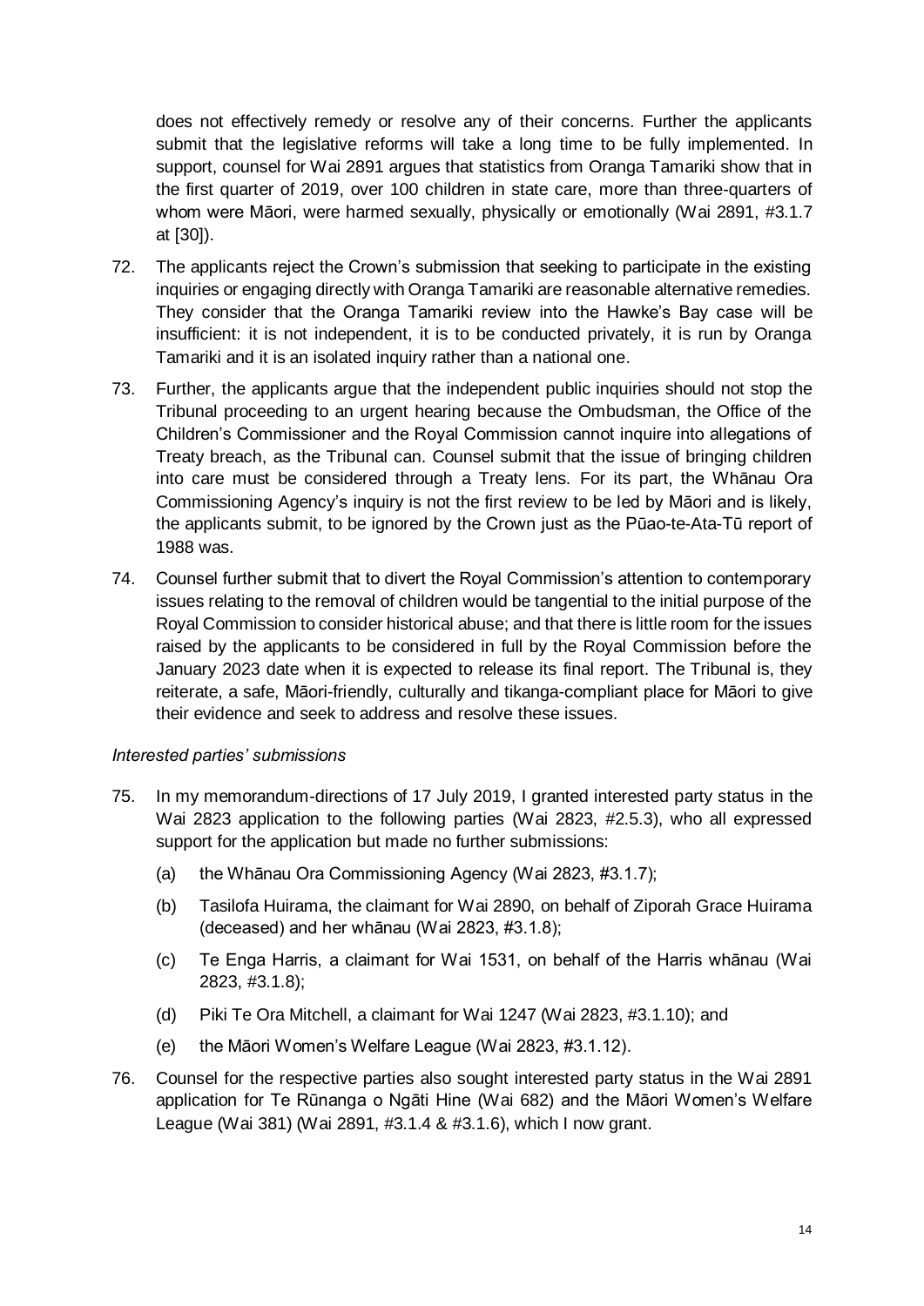does not effectively remedy or resolve any of their concerns. Further the applicants submit that the legislative reforms will take a long time to be fully implemented. In support, counsel for Wai 2891 argues that statistics from Oranga Tamariki show that in the first quarter of 2019, over 100 children in state care, more than three-quarters of whom were Māori, were harmed sexually, physically or emotionally (Wai 2891, #3.1.7 at [30]).

72. The applicants reject the Crown's submission that seeking to participate in the existing inquiries or engaging directly with Oranga Tamariki are reasonable alternative remedies. They consider that the Oranga Tamariki review into the Hawke's Bay case will be insufficient: it is not independent, it is to be conducted privately, it is run by Oranga Tamariki and it is an isolated inquiry rather than a national one.

73. Further, the applicants argue that the independent public inquiries should not stop the Tribunal proceeding to an urgent hearing because the Ombudsman, the Office of the Children's Commissioner and the Royal Commission cannot inquire into allegations of Treaty breach, as the Tribunal can. Counsel submit that the issue of bringing children into care must be considered through a Treaty lens. For its part, the Whānau Ora Commissioning Agency's inquiry is not the first review to be led by Māori and is likely, the applicants submit, to be ignored by the Crown just as the Pūao-te-Ata-Tū report of 1988 was.

74. Counsel further submit that to divert the Royal Commission's attention to contemporary issues relating to the removal of children would be tangential to the initial purpose of the Royal Commission to consider historical abuse; and that there is little room for the issues raised by the applicants to be considered in full by the Royal Commission before the January 2023 date when it is expected to release its final report. The Tribunal is, they reiterate, a safe, Māori-friendly, culturally and tikanga-compliant place for Māori to give their evidence and seek to address and resolve these issues.

*Interested parties' submissions*

75. In my memorandum-directions of 17 July 2019, I granted interested party status in the Wai 2823 application to the following parties (Wai 2823, #2.5.3), who all expressed support for the application but made no further submissions:

   (a) the Whānau Ora Commissioning Agency (Wai 2823, #3.1.7);

   (b) Tasilofa Huirama, the claimant for Wai 2890, on behalf of Ziporah Grace Huirama (deceased) and her whānau (Wai 2823, #3.1.8);

   (c) Te Enga Harris, a claimant for Wai 1531, on behalf of the Harris whānau (Wai 2823, #3.1.8);

   (d) Piki Te Ora Mitchell, a claimant for Wai 1247 (Wai 2823, #3.1.10); and

   (e) the Māori Women's Welfare League (Wai 2823, #3.1.12).

76. Counsel for the respective parties also sought interested party status in the Wai 2891 application for Te Rūnanga o Ngāti Hine (Wai 682) and the Māori Women's Welfare League (Wai 381) (Wai 2891, #3.1.4 & #3.1.6), which I now grant.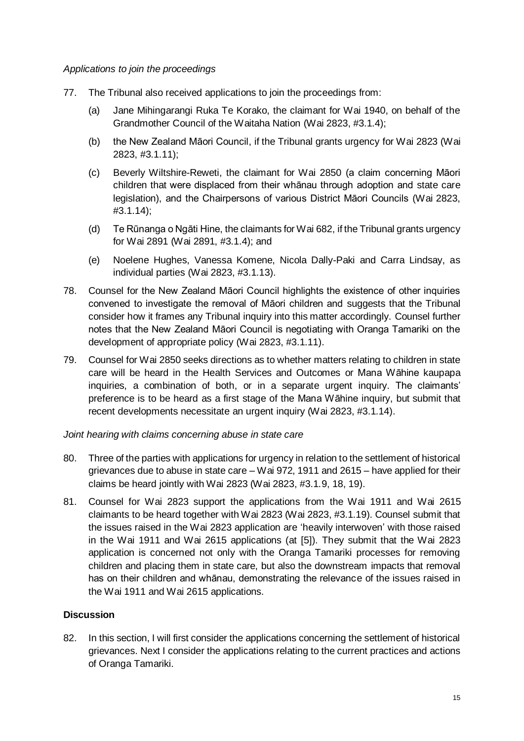*Applications to join the proceedings*

77. The Tribunal also received applications to join the proceedings from:

    (a) Jane Mihingarangi Ruka Te Korako, the claimant for Wai 1940, on behalf of the Grandmother Council of the Waitaha Nation (Wai 2823, #3.1.4);

    (b) the New Zealand Māori Council, if the Tribunal grants urgency for Wai 2823 (Wai 2823, #3.1.11);

    (c) Beverly Wiltshire-Reweti, the claimant for Wai 2850 (a claim concerning Māori children that were displaced from their whānau through adoption and state care legislation), and the Chairpersons of various District Māori Councils (Wai 2823, #3.1.14);

    (d) Te Rūnanga o Ngāti Hine, the claimants for Wai 682, if the Tribunal grants urgency for Wai 2891 (Wai 2891, #3.1.4); and

    (e) Noelene Hughes, Vanessa Komene, Nicola Dally-Paki and Carra Lindsay, as individual parties (Wai 2823, #3.1.13).

78. Counsel for the New Zealand Māori Council highlights the existence of other inquiries convened to investigate the removal of Māori children and suggests that the Tribunal consider how it frames any Tribunal inquiry into this matter accordingly. Counsel further notes that the New Zealand Māori Council is negotiating with Oranga Tamariki on the development of appropriate policy (Wai 2823, #3.1.11).

79. Counsel for Wai 2850 seeks directions as to whether matters relating to children in state care will be heard in the Health Services and Outcomes or Mana Wāhine kaupapa inquiries, a combination of both, or in a separate urgent inquiry. The claimants' preference is to be heard as a first stage of the Mana Wāhine inquiry, but submit that recent developments necessitate an urgent inquiry (Wai 2823, #3.1.14).

*Joint hearing with claims concerning abuse in state care*

80. Three of the parties with applications for urgency in relation to the settlement of historical grievances due to abuse in state care – Wai 972, 1911 and 2615 – have applied for their claims be heard jointly with Wai 2823 (Wai 2823, #3.1.9, 18, 19).

81. Counsel for Wai 2823 support the applications from the Wai 1911 and Wai 2615 claimants to be heard together with Wai 2823 (Wai 2823, #3.1.19). Counsel submit that the issues raised in the Wai 2823 application are 'heavily interwoven' with those raised in the Wai 1911 and Wai 2615 applications (at [5]). They submit that the Wai 2823 application is concerned not only with the Oranga Tamariki processes for removing children and placing them in state care, but also the downstream impacts that removal has on their children and whānau, demonstrating the relevance of the issues raised in the Wai 1911 and Wai 2615 applications.

## Discussion

82. In this section, I will first consider the applications concerning the settlement of historical grievances. Next I consider the applications relating to the current practices and actions of Oranga Tamariki.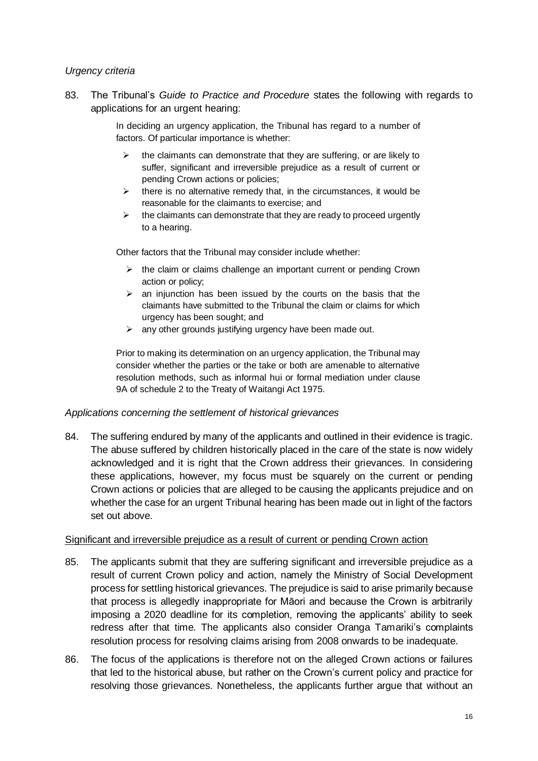*Urgency criteria*

83. The Tribunal's *Guide to Practice and Procedure* states the following with regards to applications for an urgent hearing:

> In deciding an urgency application, the Tribunal has regard to a number of factors. Of particular importance is whether:
>
> - the claimants can demonstrate that they are suffering, or are likely to suffer, significant and irreversible prejudice as a result of current or pending Crown actions or policies;
> - there is no alternative remedy that, in the circumstances, it would be reasonable for the claimants to exercise; and
> - the claimants can demonstrate that they are ready to proceed urgently to a hearing.
>
> Other factors that the Tribunal may consider include whether:
>
> - the claim or claims challenge an important current or pending Crown action or policy;
> - an injunction has been issued by the courts on the basis that the claimants have submitted to the Tribunal the claim or claims for which urgency has been sought; and
> - any other grounds justifying urgency have been made out.
>
> Prior to making its determination on an urgency application, the Tribunal may consider whether the parties or the take or both are amenable to alternative resolution methods, such as informal hui or formal mediation under clause 9A of schedule 2 to the Treaty of Waitangi Act 1975.

*Applications concerning the settlement of historical grievances*

84. The suffering endured by many of the applicants and outlined in their evidence is tragic. The abuse suffered by children historically placed in the care of the state is now widely acknowledged and it is right that the Crown address their grievances. In considering these applications, however, my focus must be squarely on the current or pending Crown actions or policies that are alleged to be causing the applicants prejudice and on whether the case for an urgent Tribunal hearing has been made out in light of the factors set out above.

<u>Significant and irreversible prejudice as a result of current or pending Crown action</u>

85. The applicants submit that they are suffering significant and irreversible prejudice as a result of current Crown policy and action, namely the Ministry of Social Development process for settling historical grievances. The prejudice is said to arise primarily because that process is allegedly inappropriate for Māori and because the Crown is arbitrarily imposing a 2020 deadline for its completion, removing the applicants' ability to seek redress after that time. The applicants also consider Oranga Tamariki's complaints resolution process for resolving claims arising from 2008 onwards to be inadequate.

86. The focus of the applications is therefore not on the alleged Crown actions or failures that led to the historical abuse, but rather on the Crown's current policy and practice for resolving those grievances. Nonetheless, the applicants further argue that without an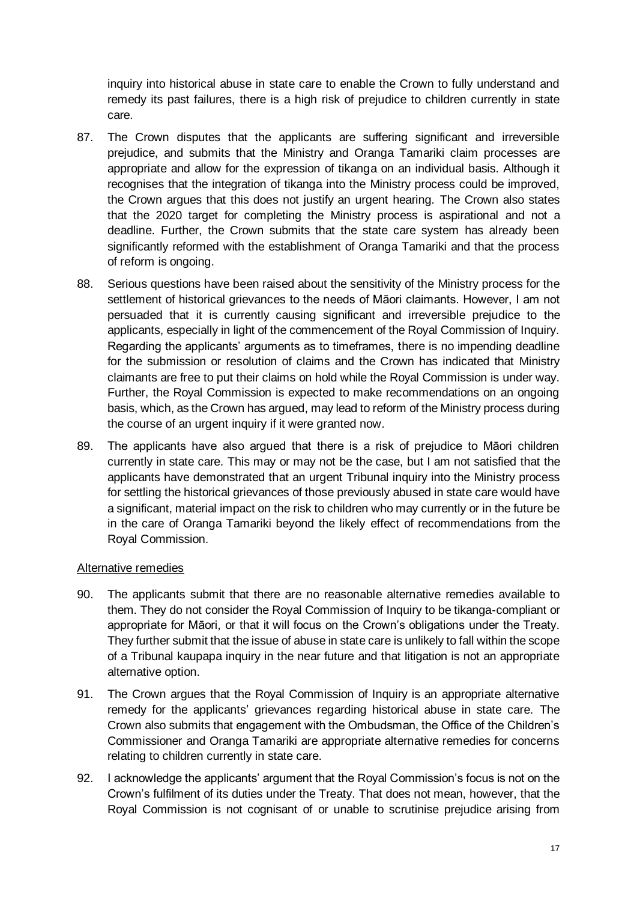inquiry into historical abuse in state care to enable the Crown to fully understand and remedy its past failures, there is a high risk of prejudice to children currently in state care.

87. The Crown disputes that the applicants are suffering significant and irreversible prejudice, and submits that the Ministry and Oranga Tamariki claim processes are appropriate and allow for the expression of tikanga on an individual basis. Although it recognises that the integration of tikanga into the Ministry process could be improved, the Crown argues that this does not justify an urgent hearing. The Crown also states that the 2020 target for completing the Ministry process is aspirational and not a deadline. Further, the Crown submits that the state care system has already been significantly reformed with the establishment of Oranga Tamariki and that the process of reform is ongoing.

88. Serious questions have been raised about the sensitivity of the Ministry process for the settlement of historical grievances to the needs of Māori claimants. However, I am not persuaded that it is currently causing significant and irreversible prejudice to the applicants, especially in light of the commencement of the Royal Commission of Inquiry. Regarding the applicants' arguments as to timeframes, there is no impending deadline for the submission or resolution of claims and the Crown has indicated that Ministry claimants are free to put their claims on hold while the Royal Commission is under way. Further, the Royal Commission is expected to make recommendations on an ongoing basis, which, as the Crown has argued, may lead to reform of the Ministry process during the course of an urgent inquiry if it were granted now.

89. The applicants have also argued that there is a risk of prejudice to Māori children currently in state care. This may or may not be the case, but I am not satisfied that the applicants have demonstrated that an urgent Tribunal inquiry into the Ministry process for settling the historical grievances of those previously abused in state care would have a significant, material impact on the risk to children who may currently or in the future be in the care of Oranga Tamariki beyond the likely effect of recommendations from the Royal Commission.

Alternative remedies

90. The applicants submit that there are no reasonable alternative remedies available to them. They do not consider the Royal Commission of Inquiry to be tikanga-compliant or appropriate for Māori, or that it will focus on the Crown's obligations under the Treaty. They further submit that the issue of abuse in state care is unlikely to fall within the scope of a Tribunal kaupapa inquiry in the near future and that litigation is not an appropriate alternative option.

91. The Crown argues that the Royal Commission of Inquiry is an appropriate alternative remedy for the applicants' grievances regarding historical abuse in state care. The Crown also submits that engagement with the Ombudsman, the Office of the Children's Commissioner and Oranga Tamariki are appropriate alternative remedies for concerns relating to children currently in state care.

92. I acknowledge the applicants' argument that the Royal Commission's focus is not on the Crown's fulfilment of its duties under the Treaty. That does not mean, however, that the Royal Commission is not cognisant of or unable to scrutinise prejudice arising from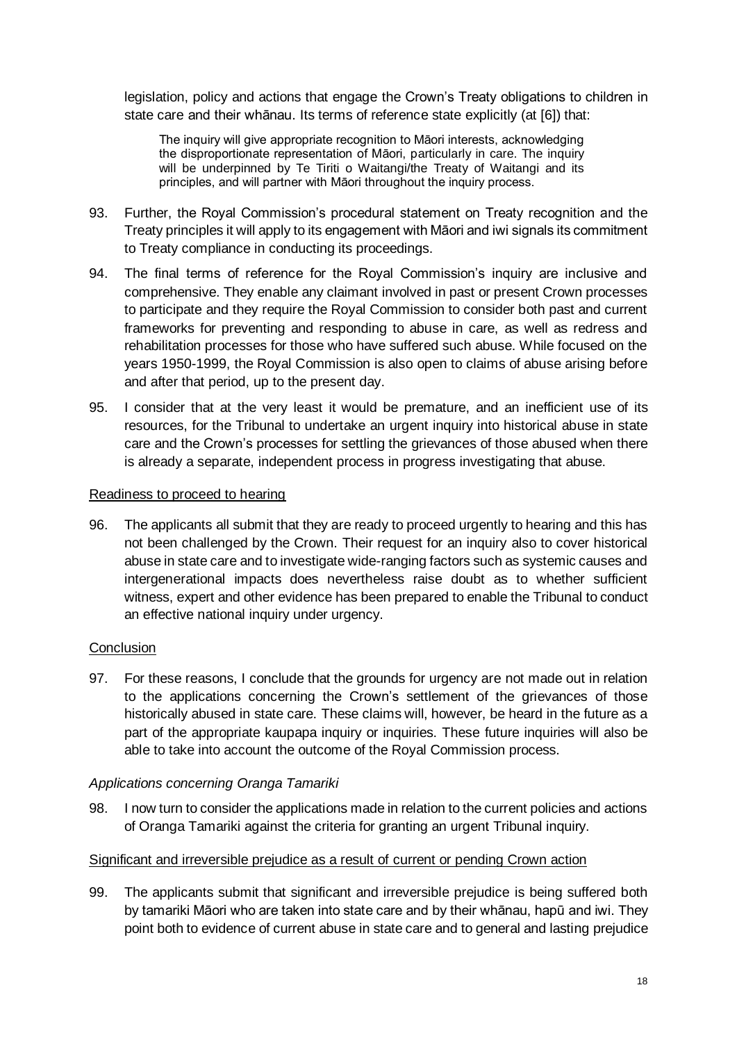legislation, policy and actions that engage the Crown's Treaty obligations to children in state care and their whānau. Its terms of reference state explicitly (at [6]) that:

> The inquiry will give appropriate recognition to Māori interests, acknowledging the disproportionate representation of Māori, particularly in care. The inquiry will be underpinned by Te Tiriti o Waitangi/the Treaty of Waitangi and its principles, and will partner with Māori throughout the inquiry process.

93. Further, the Royal Commission's procedural statement on Treaty recognition and the Treaty principles it will apply to its engagement with Māori and iwi signals its commitment to Treaty compliance in conducting its proceedings.

94. The final terms of reference for the Royal Commission's inquiry are inclusive and comprehensive. They enable any claimant involved in past or present Crown processes to participate and they require the Royal Commission to consider both past and current frameworks for preventing and responding to abuse in care, as well as redress and rehabilitation processes for those who have suffered such abuse. While focused on the years 1950-1999, the Royal Commission is also open to claims of abuse arising before and after that period, up to the present day.

95. I consider that at the very least it would be premature, and an inefficient use of its resources, for the Tribunal to undertake an urgent inquiry into historical abuse in state care and the Crown's processes for settling the grievances of those abused when there is already a separate, independent process in progress investigating that abuse.

<u>Readiness to proceed to hearing</u>

96. The applicants all submit that they are ready to proceed urgently to hearing and this has not been challenged by the Crown. Their request for an inquiry also to cover historical abuse in state care and to investigate wide-ranging factors such as systemic causes and intergenerational impacts does nevertheless raise doubt as to whether sufficient witness, expert and other evidence has been prepared to enable the Tribunal to conduct an effective national inquiry under urgency.

<u>Conclusion</u>

97. For these reasons, I conclude that the grounds for urgency are not made out in relation to the applications concerning the Crown's settlement of the grievances of those historically abused in state care. These claims will, however, be heard in the future as a part of the appropriate kaupapa inquiry or inquiries. These future inquiries will also be able to take into account the outcome of the Royal Commission process.

*Applications concerning Oranga Tamariki*

98. I now turn to consider the applications made in relation to the current policies and actions of Oranga Tamariki against the criteria for granting an urgent Tribunal inquiry.

<u>Significant and irreversible prejudice as a result of current or pending Crown action</u>

99. The applicants submit that significant and irreversible prejudice is being suffered both by tamariki Māori who are taken into state care and by their whānau, hapū and iwi. They point both to evidence of current abuse in state care and to general and lasting prejudice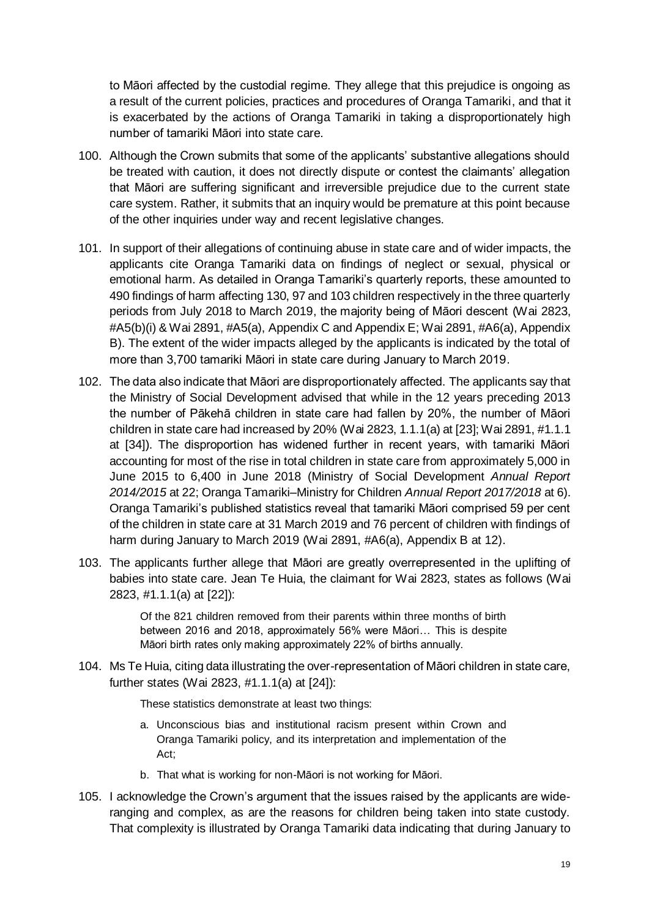to Māori affected by the custodial regime. They allege that this prejudice is ongoing as a result of the current policies, practices and procedures of Oranga Tamariki, and that it is exacerbated by the actions of Oranga Tamariki in taking a disproportionately high number of tamariki Māori into state care.

100. Although the Crown submits that some of the applicants' substantive allegations should be treated with caution, it does not directly dispute or contest the claimants' allegation that Māori are suffering significant and irreversible prejudice due to the current state care system. Rather, it submits that an inquiry would be premature at this point because of the other inquiries under way and recent legislative changes.

101. In support of their allegations of continuing abuse in state care and of wider impacts, the applicants cite Oranga Tamariki data on findings of neglect or sexual, physical or emotional harm. As detailed in Oranga Tamariki's quarterly reports, these amounted to 490 findings of harm affecting 130, 97 and 103 children respectively in the three quarterly periods from July 2018 to March 2019, the majority being of Māori descent (Wai 2823, #A5(b)(i) & Wai 2891, #A5(a), Appendix C and Appendix E; Wai 2891, #A6(a), Appendix B). The extent of the wider impacts alleged by the applicants is indicated by the total of more than 3,700 tamariki Māori in state care during January to March 2019.

102. The data also indicate that Māori are disproportionately affected. The applicants say that the Ministry of Social Development advised that while in the 12 years preceding 2013 the number of Pākehā children in state care had fallen by 20%, the number of Māori children in state care had increased by 20% (Wai 2823, 1.1.1(a) at [23]; Wai 2891, #1.1.1 at [34]). The disproportion has widened further in recent years, with tamariki Māori accounting for most of the rise in total children in state care from approximately 5,000 in June 2015 to 6,400 in June 2018 (Ministry of Social Development *Annual Report 2014/2015* at 22; Oranga Tamariki–Ministry for Children *Annual Report 2017/2018* at 6). Oranga Tamariki's published statistics reveal that tamariki Māori comprised 59 per cent of the children in state care at 31 March 2019 and 76 percent of children with findings of harm during January to March 2019 (Wai 2891, #A6(a), Appendix B at 12).

103. The applicants further allege that Māori are greatly overrepresented in the uplifting of babies into state care. Jean Te Huia, the claimant for Wai 2823, states as follows (Wai 2823, #1.1.1(a) at [22]):

> Of the 821 children removed from their parents within three months of birth between 2016 and 2018, approximately 56% were Māori… This is despite Māori birth rates only making approximately 22% of births annually.

104. Ms Te Huia, citing data illustrating the over-representation of Māori children in state care, further states (Wai 2823, #1.1.1(a) at [24]):

> These statistics demonstrate at least two things:
>
> a. Unconscious bias and institutional racism present within Crown and Oranga Tamariki policy, and its interpretation and implementation of the Act;
>
> b. That what is working for non-Māori is not working for Māori.

105. I acknowledge the Crown's argument that the issues raised by the applicants are wide-ranging and complex, as are the reasons for children being taken into state custody. That complexity is illustrated by Oranga Tamariki data indicating that during January to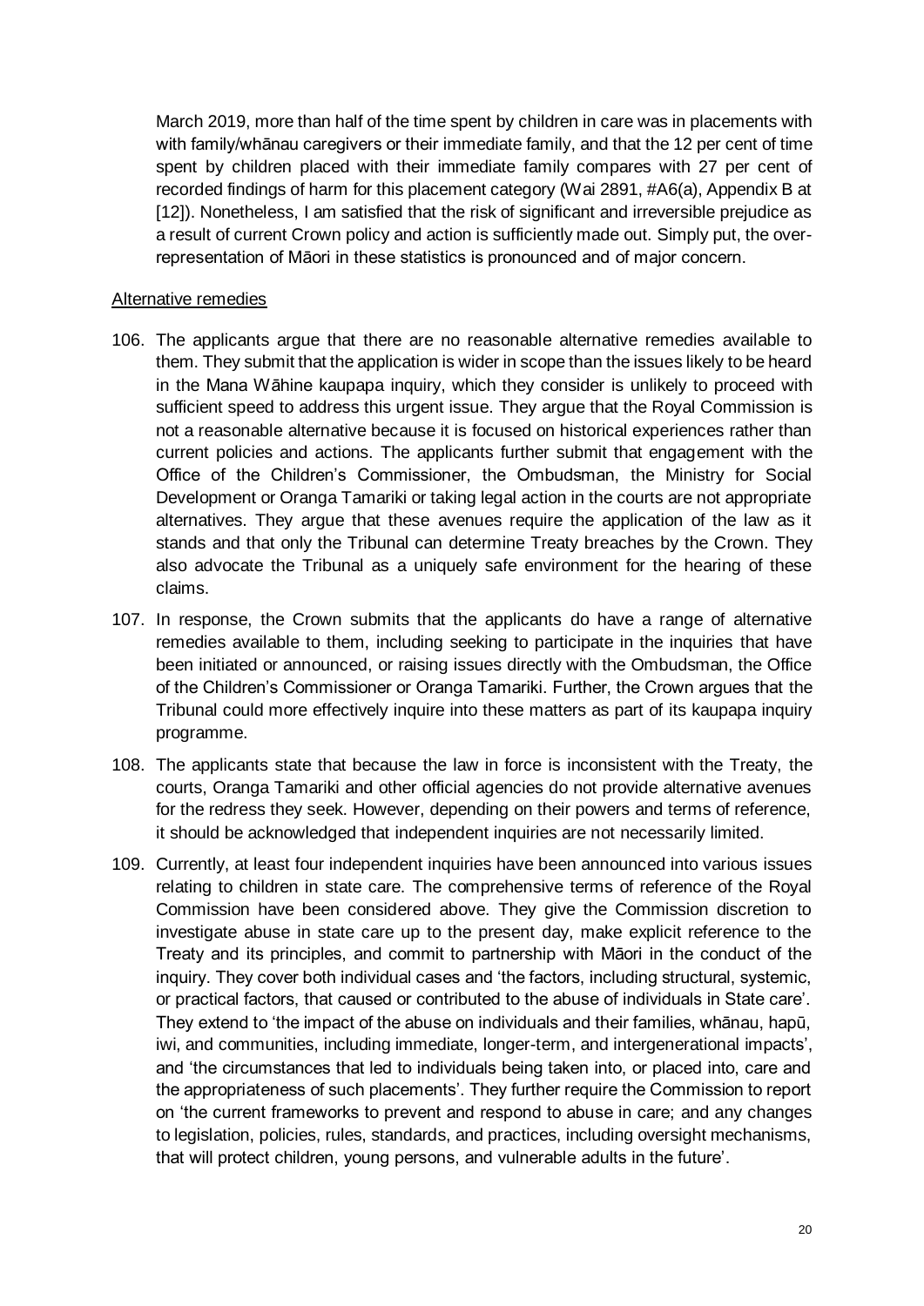March 2019, more than half of the time spent by children in care was in placements with with family/whānau caregivers or their immediate family, and that the 12 per cent of time spent by children placed with their immediate family compares with 27 per cent of recorded findings of harm for this placement category (Wai 2891, #A6(a), Appendix B at [12]). Nonetheless, I am satisfied that the risk of significant and irreversible prejudice as a result of current Crown policy and action is sufficiently made out. Simply put, the over-representation of Māori in these statistics is pronounced and of major concern.

Alternative remedies

106. The applicants argue that there are no reasonable alternative remedies available to them. They submit that the application is wider in scope than the issues likely to be heard in the Mana Wāhine kaupapa inquiry, which they consider is unlikely to proceed with sufficient speed to address this urgent issue. They argue that the Royal Commission is not a reasonable alternative because it is focused on historical experiences rather than current policies and actions. The applicants further submit that engagement with the Office of the Children's Commissioner, the Ombudsman, the Ministry for Social Development or Oranga Tamariki or taking legal action in the courts are not appropriate alternatives. They argue that these avenues require the application of the law as it stands and that only the Tribunal can determine Treaty breaches by the Crown. They also advocate the Tribunal as a uniquely safe environment for the hearing of these claims.

107. In response, the Crown submits that the applicants do have a range of alternative remedies available to them, including seeking to participate in the inquiries that have been initiated or announced, or raising issues directly with the Ombudsman, the Office of the Children's Commissioner or Oranga Tamariki. Further, the Crown argues that the Tribunal could more effectively inquire into these matters as part of its kaupapa inquiry programme.

108. The applicants state that because the law in force is inconsistent with the Treaty, the courts, Oranga Tamariki and other official agencies do not provide alternative avenues for the redress they seek. However, depending on their powers and terms of reference, it should be acknowledged that independent inquiries are not necessarily limited.

109. Currently, at least four independent inquiries have been announced into various issues relating to children in state care. The comprehensive terms of reference of the Royal Commission have been considered above. They give the Commission discretion to investigate abuse in state care up to the present day, make explicit reference to the Treaty and its principles, and commit to partnership with Māori in the conduct of the inquiry. They cover both individual cases and 'the factors, including structural, systemic, or practical factors, that caused or contributed to the abuse of individuals in State care'. They extend to 'the impact of the abuse on individuals and their families, whānau, hapū, iwi, and communities, including immediate, longer-term, and intergenerational impacts', and 'the circumstances that led to individuals being taken into, or placed into, care and the appropriateness of such placements'. They further require the Commission to report on 'the current frameworks to prevent and respond to abuse in care; and any changes to legislation, policies, rules, standards, and practices, including oversight mechanisms, that will protect children, young persons, and vulnerable adults in the future'.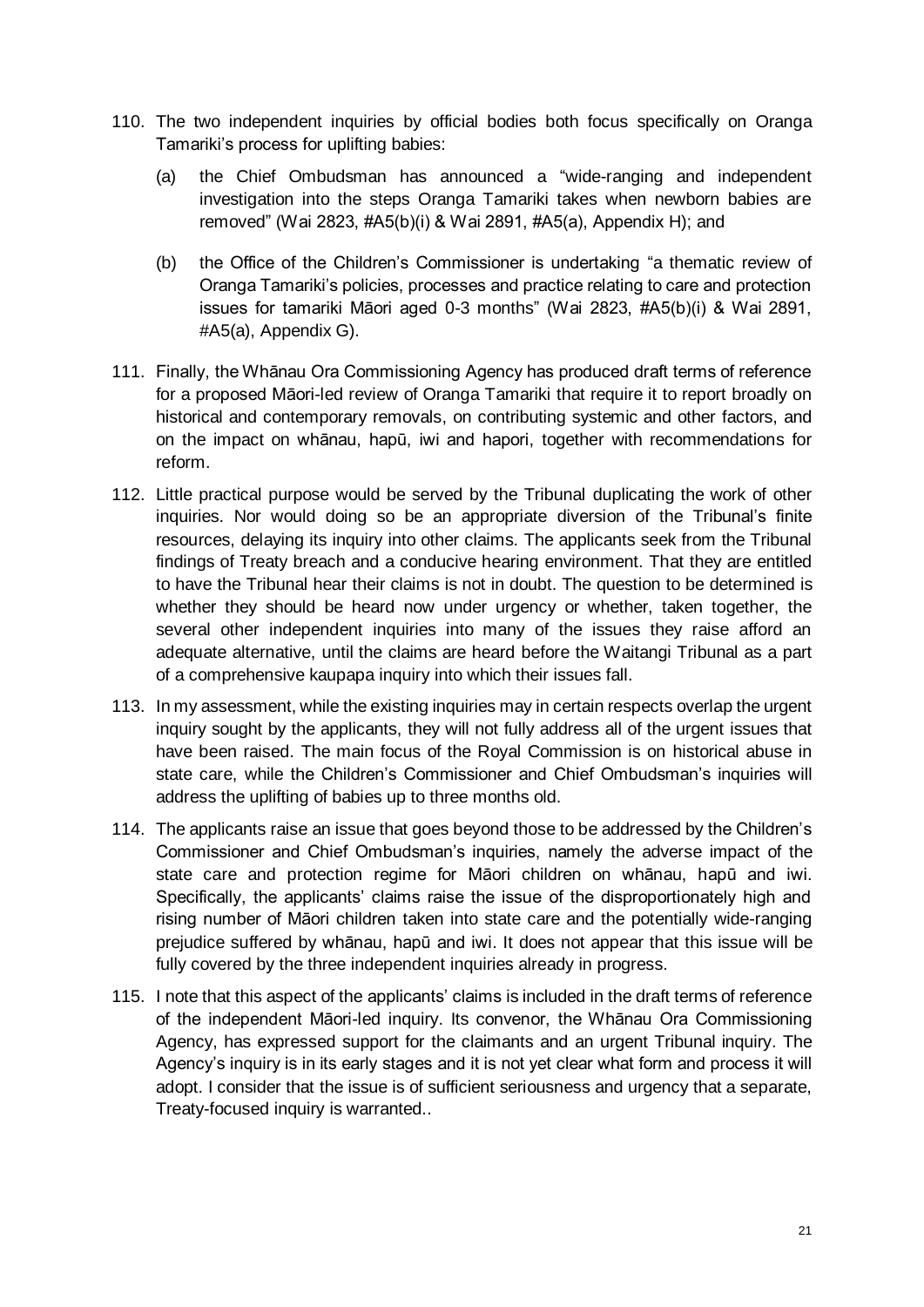110. The two independent inquiries by official bodies both focus specifically on Oranga Tamariki's process for uplifting babies:

    (a) the Chief Ombudsman has announced a "wide-ranging and independent investigation into the steps Oranga Tamariki takes when newborn babies are removed" (Wai 2823, #A5(b)(i) & Wai 2891, #A5(a), Appendix H); and

    (b) the Office of the Children's Commissioner is undertaking "a thematic review of Oranga Tamariki's policies, processes and practice relating to care and protection issues for tamariki Māori aged 0-3 months" (Wai 2823, #A5(b)(i) & Wai 2891, #A5(a), Appendix G).

111. Finally, the Whānau Ora Commissioning Agency has produced draft terms of reference for a proposed Māori-led review of Oranga Tamariki that require it to report broadly on historical and contemporary removals, on contributing systemic and other factors, and on the impact on whānau, hapū, iwi and hapori, together with recommendations for reform.

112. Little practical purpose would be served by the Tribunal duplicating the work of other inquiries. Nor would doing so be an appropriate diversion of the Tribunal's finite resources, delaying its inquiry into other claims. The applicants seek from the Tribunal findings of Treaty breach and a conducive hearing environment. That they are entitled to have the Tribunal hear their claims is not in doubt. The question to be determined is whether they should be heard now under urgency or whether, taken together, the several other independent inquiries into many of the issues they raise afford an adequate alternative, until the claims are heard before the Waitangi Tribunal as a part of a comprehensive kaupapa inquiry into which their issues fall.

113. In my assessment, while the existing inquiries may in certain respects overlap the urgent inquiry sought by the applicants, they will not fully address all of the urgent issues that have been raised. The main focus of the Royal Commission is on historical abuse in state care, while the Children's Commissioner and Chief Ombudsman's inquiries will address the uplifting of babies up to three months old.

114. The applicants raise an issue that goes beyond those to be addressed by the Children's Commissioner and Chief Ombudsman's inquiries, namely the adverse impact of the state care and protection regime for Māori children on whānau, hapū and iwi. Specifically, the applicants' claims raise the issue of the disproportionately high and rising number of Māori children taken into state care and the potentially wide-ranging prejudice suffered by whānau, hapū and iwi. It does not appear that this issue will be fully covered by the three independent inquiries already in progress.

115. I note that this aspect of the applicants' claims is included in the draft terms of reference of the independent Māori-led inquiry. Its convenor, the Whānau Ora Commissioning Agency, has expressed support for the claimants and an urgent Tribunal inquiry. The Agency's inquiry is in its early stages and it is not yet clear what form and process it will adopt. I consider that the issue is of sufficient seriousness and urgency that a separate, Treaty-focused inquiry is warranted..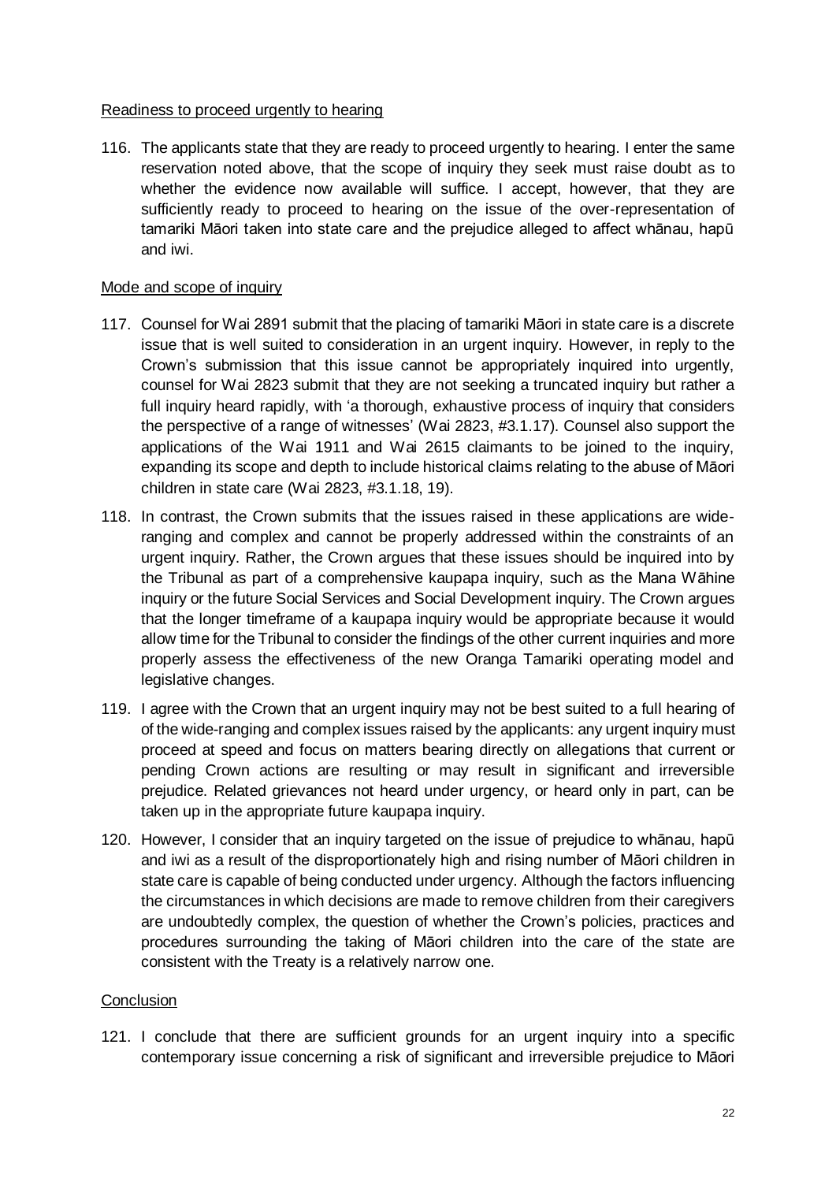Readiness to proceed urgently to hearing

116. The applicants state that they are ready to proceed urgently to hearing. I enter the same reservation noted above, that the scope of inquiry they seek must raise doubt as to whether the evidence now available will suffice. I accept, however, that they are sufficiently ready to proceed to hearing on the issue of the over-representation of tamariki Māori taken into state care and the prejudice alleged to affect whānau, hapū and iwi.

Mode and scope of inquiry

117. Counsel for Wai 2891 submit that the placing of tamariki Māori in state care is a discrete issue that is well suited to consideration in an urgent inquiry. However, in reply to the Crown's submission that this issue cannot be appropriately inquired into urgently, counsel for Wai 2823 submit that they are not seeking a truncated inquiry but rather a full inquiry heard rapidly, with 'a thorough, exhaustive process of inquiry that considers the perspective of a range of witnesses' (Wai 2823, #3.1.17). Counsel also support the applications of the Wai 1911 and Wai 2615 claimants to be joined to the inquiry, expanding its scope and depth to include historical claims relating to the abuse of Māori children in state care (Wai 2823, #3.1.18, 19).

118. In contrast, the Crown submits that the issues raised in these applications are wide-ranging and complex and cannot be properly addressed within the constraints of an urgent inquiry. Rather, the Crown argues that these issues should be inquired into by the Tribunal as part of a comprehensive kaupapa inquiry, such as the Mana Wāhine inquiry or the future Social Services and Social Development inquiry. The Crown argues that the longer timeframe of a kaupapa inquiry would be appropriate because it would allow time for the Tribunal to consider the findings of the other current inquiries and more properly assess the effectiveness of the new Oranga Tamariki operating model and legislative changes.

119. I agree with the Crown that an urgent inquiry may not be best suited to a full hearing of of the wide-ranging and complex issues raised by the applicants: any urgent inquiry must proceed at speed and focus on matters bearing directly on allegations that current or pending Crown actions are resulting or may result in significant and irreversible prejudice. Related grievances not heard under urgency, or heard only in part, can be taken up in the appropriate future kaupapa inquiry.

120. However, I consider that an inquiry targeted on the issue of prejudice to whānau, hapū and iwi as a result of the disproportionately high and rising number of Māori children in state care is capable of being conducted under urgency. Although the factors influencing the circumstances in which decisions are made to remove children from their caregivers are undoubtedly complex, the question of whether the Crown's policies, practices and procedures surrounding the taking of Māori children into the care of the state are consistent with the Treaty is a relatively narrow one.

Conclusion

121. I conclude that there are sufficient grounds for an urgent inquiry into a specific contemporary issue concerning a risk of significant and irreversible prejudice to Māori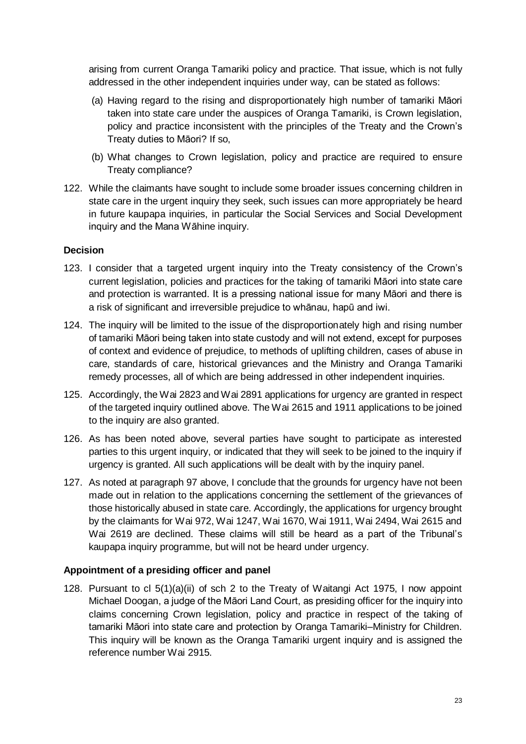arising from current Oranga Tamariki policy and practice. That issue, which is not fully addressed in the other independent inquiries under way, can be stated as follows:

(a) Having regard to the rising and disproportionately high number of tamariki Māori taken into state care under the auspices of Oranga Tamariki, is Crown legislation, policy and practice inconsistent with the principles of the Treaty and the Crown's Treaty duties to Māori? If so,

(b) What changes to Crown legislation, policy and practice are required to ensure Treaty compliance?

122. While the claimants have sought to include some broader issues concerning children in state care in the urgent inquiry they seek, such issues can more appropriately be heard in future kaupapa inquiries, in particular the Social Services and Social Development inquiry and the Mana Wāhine inquiry.

**Decision**

123. I consider that a targeted urgent inquiry into the Treaty consistency of the Crown's current legislation, policies and practices for the taking of tamariki Māori into state care and protection is warranted. It is a pressing national issue for many Māori and there is a risk of significant and irreversible prejudice to whānau, hapū and iwi.

124. The inquiry will be limited to the issue of the disproportionately high and rising number of tamariki Māori being taken into state custody and will not extend, except for purposes of context and evidence of prejudice, to methods of uplifting children, cases of abuse in care, standards of care, historical grievances and the Ministry and Oranga Tamariki remedy processes, all of which are being addressed in other independent inquiries.

125. Accordingly, the Wai 2823 and Wai 2891 applications for urgency are granted in respect of the targeted inquiry outlined above. The Wai 2615 and 1911 applications to be joined to the inquiry are also granted.

126. As has been noted above, several parties have sought to participate as interested parties to this urgent inquiry, or indicated that they will seek to be joined to the inquiry if urgency is granted. All such applications will be dealt with by the inquiry panel.

127. As noted at paragraph 97 above, I conclude that the grounds for urgency have not been made out in relation to the applications concerning the settlement of the grievances of those historically abused in state care. Accordingly, the applications for urgency brought by the claimants for Wai 972, Wai 1247, Wai 1670, Wai 1911, Wai 2494, Wai 2615 and Wai 2619 are declined. These claims will still be heard as a part of the Tribunal's kaupapa inquiry programme, but will not be heard under urgency.

**Appointment of a presiding officer and panel**

128. Pursuant to cl 5(1)(a)(ii) of sch 2 to the Treaty of Waitangi Act 1975, I now appoint Michael Doogan, a judge of the Māori Land Court, as presiding officer for the inquiry into claims concerning Crown legislation, policy and practice in respect of the taking of tamariki Māori into state care and protection by Oranga Tamariki–Ministry for Children. This inquiry will be known as the Oranga Tamariki urgent inquiry and is assigned the reference number Wai 2915.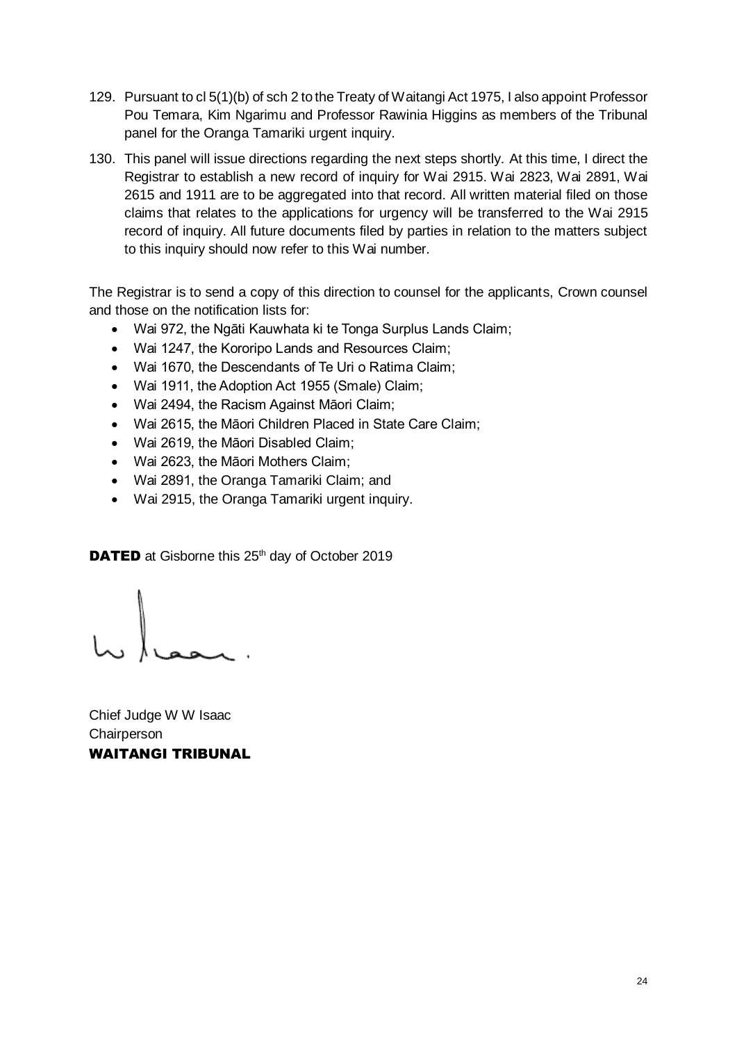129. Pursuant to cl 5(1)(b) of sch 2 to the Treaty of Waitangi Act 1975, I also appoint Professor Pou Temara, Kim Ngarimu and Professor Rawinia Higgins as members of the Tribunal panel for the Oranga Tamariki urgent inquiry.

130. This panel will issue directions regarding the next steps shortly. At this time, I direct the Registrar to establish a new record of inquiry for Wai 2915. Wai 2823, Wai 2891, Wai 2615 and 1911 are to be aggregated into that record. All written material filed on those claims that relates to the applications for urgency will be transferred to the Wai 2915 record of inquiry. All future documents filed by parties in relation to the matters subject to this inquiry should now refer to this Wai number.

The Registrar is to send a copy of this direction to counsel for the applicants, Crown counsel and those on the notification lists for:

- Wai 972, the Ngāti Kauwhata ki te Tonga Surplus Lands Claim;
- Wai 1247, the Kororipo Lands and Resources Claim;
- Wai 1670, the Descendants of Te Uri o Ratima Claim;
- Wai 1911, the Adoption Act 1955 (Smale) Claim;
- Wai 2494, the Racism Against Māori Claim;
- Wai 2615, the Māori Children Placed in State Care Claim;
- Wai 2619, the Māori Disabled Claim;
- Wai 2623, the Māori Mothers Claim;
- Wai 2891, the Oranga Tamariki Claim; and
- Wai 2915, the Oranga Tamariki urgent inquiry.

**DATED** at Gisborne this 25th day of October 2019

Chief Judge W W Isaac
Chairperson
**WAITANGI TRIBUNAL**